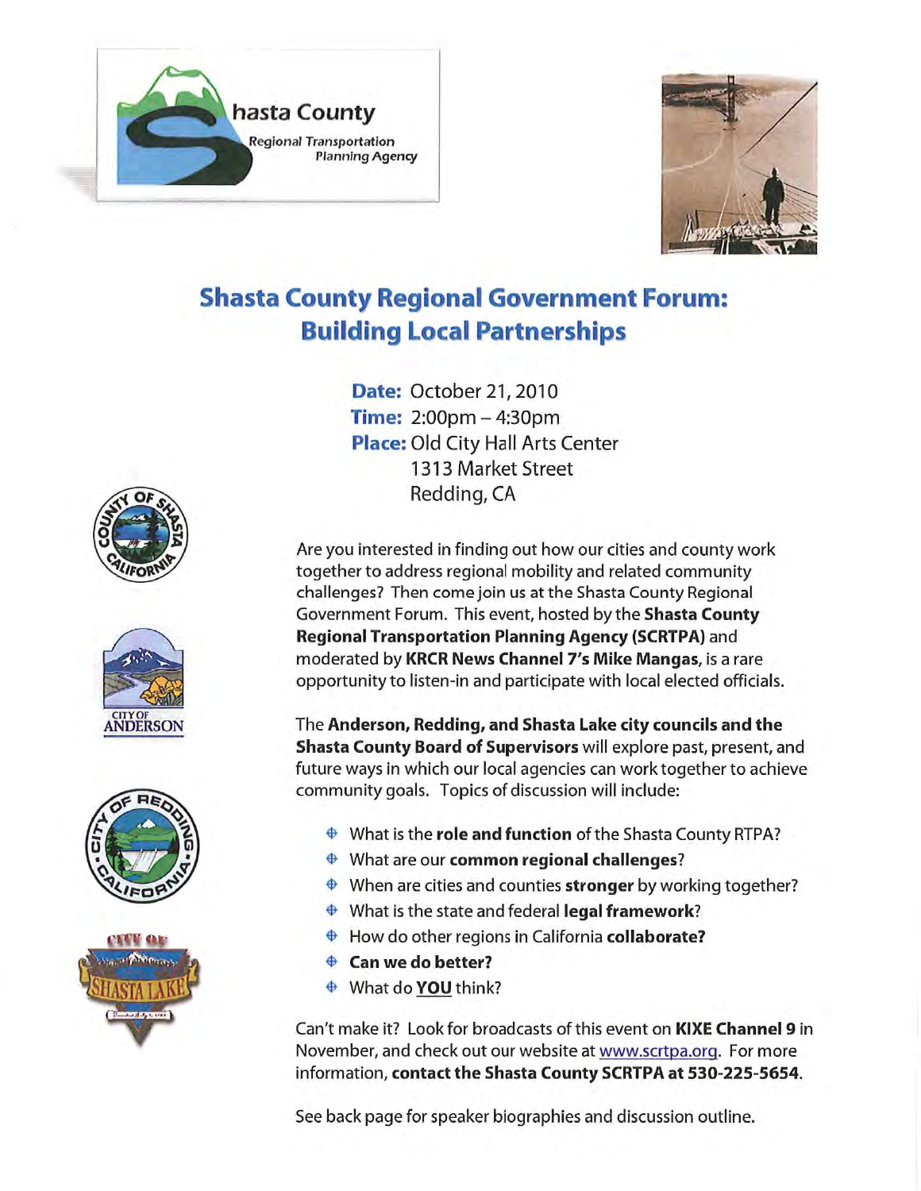# Shasta County Regional Government Forum: Building Local Partnerships

**Date:** October 21, 2010
**Time:** 2:00pm – 4:30pm
**Place:** Old City Hall Arts Center
1313 Market Street
Redding, CA

Are you interested in finding out how our cities and county work together to address regional mobility and related community challenges? Then come join us at the Shasta County Regional Government Forum. This event, hosted by the **Shasta County Regional Transportation Planning Agency (SCRTPA)** and moderated by **KRCR News Channel 7's Mike Mangas**, is a rare opportunity to listen-in and participate with local elected officials.

The **Anderson, Redding, and Shasta Lake city councils and the Shasta County Board of Supervisors** will explore past, present, and future ways in which our local agencies can work together to achieve community goals. Topics of discussion will include:

- What is the **role and function** of the Shasta County RTPA?
- What are our **common regional challenges**?
- When are cities and counties **stronger** by working together?
- What is the state and federal **legal framework**?
- How do other regions in California **collaborate?**
- **Can we do better?**
- What do **YOU** think?

Can't make it? Look for broadcasts of this event on **KIXE Channel 9** in November, and check out our website at www.scrtpa.org. For more information, **contact the Shasta County SCRTPA at 530-225-5654**.

See back page for speaker biographies and discussion outline.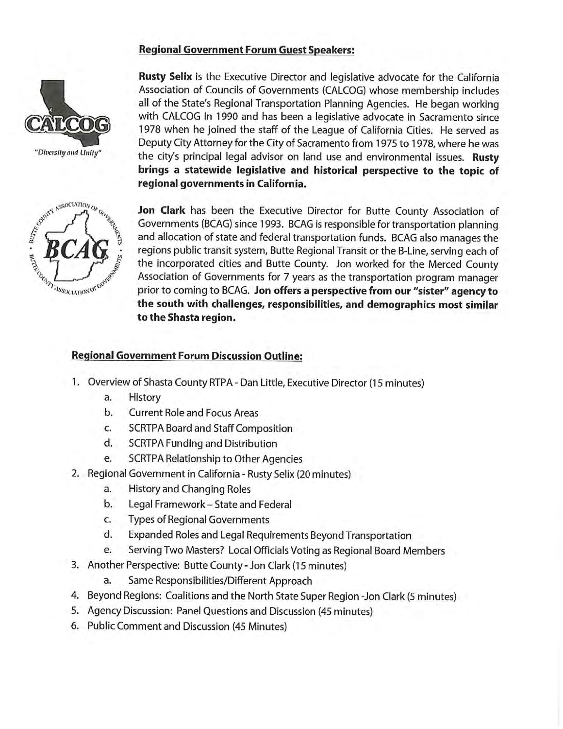## Regional Government Forum Guest Speakers:

"Diversity and Unity"

**Rusty Selix** is the Executive Director and legislative advocate for the California Association of Councils of Governments (CALCOG) whose membership includes all of the State's Regional Transportation Planning Agencies. He began working with CALCOG in 1990 and has been a legislative advocate in Sacramento since 1978 when he joined the staff of the League of California Cities. He served as Deputy City Attorney for the City of Sacramento from 1975 to 1978, where he was the city's principal legal advisor on land use and environmental issues. **Rusty brings a statewide legislative and historical perspective to the topic of regional governments in California.**

**Jon Clark** has been the Executive Director for Butte County Association of Governments (BCAG) since 1993. BCAG is responsible for transportation planning and allocation of state and federal transportation funds. BCAG also manages the regions public transit system, Butte Regional Transit or the B-Line, serving each of the incorporated cities and Butte County. Jon worked for the Merced County Association of Governments for 7 years as the transportation program manager prior to coming to BCAG. **Jon offers a perspective from our "sister" agency to the south with challenges, responsibilities, and demographics most similar to the Shasta region.**

## Regional Government Forum Discussion Outline:

1. Overview of Shasta County RTPA - Dan Little, Executive Director (15 minutes)
   a. History
   b. Current Role and Focus Areas
   c. SCRTPA Board and Staff Composition
   d. SCRTPA Funding and Distribution
   e. SCRTPA Relationship to Other Agencies
2. Regional Government in California - Rusty Selix (20 minutes)
   a. History and Changing Roles
   b. Legal Framework – State and Federal
   c. Types of Regional Governments
   d. Expanded Roles and Legal Requirements Beyond Transportation
   e. Serving Two Masters? Local Officials Voting as Regional Board Members
3. Another Perspective: Butte County - Jon Clark (15 minutes)
   a. Same Responsibilities/Different Approach
4. Beyond Regions: Coalitions and the North State Super Region -Jon Clark (5 minutes)
5. Agency Discussion: Panel Questions and Discussion (45 minutes)
6. Public Comment and Discussion (45 Minutes)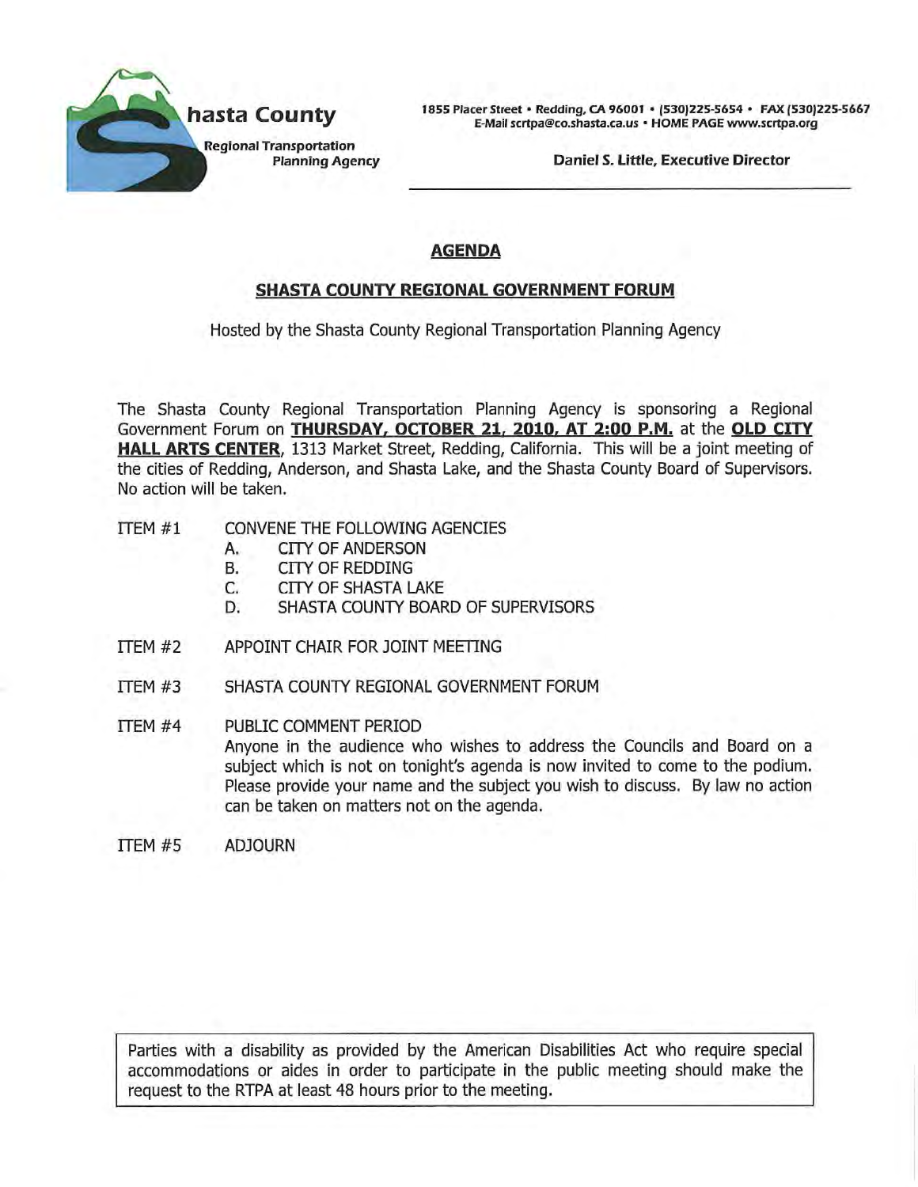**Shasta County**
**Regional Transportation Planning Agency**

1855 Placer Street • Redding, CA 96001 • (530)225-5654 • FAX (530)225-5667
E-Mail scrtpa@co.shasta.ca.us • HOME PAGE www.scrtpa.org

**Daniel S. Little, Executive Director**

---

## AGENDA

### SHASTA COUNTY REGIONAL GOVERNMENT FORUM

Hosted by the Shasta County Regional Transportation Planning Agency

The Shasta County Regional Transportation Planning Agency is sponsoring a Regional Government Forum on **THURSDAY, OCTOBER 21, 2010, AT 2:00 P.M.** at the **OLD CITY HALL ARTS CENTER**, 1313 Market Street, Redding, California. This will be a joint meeting of the cities of Redding, Anderson, and Shasta Lake, and the Shasta County Board of Supervisors. No action will be taken.

ITEM #1 CONVENE THE FOLLOWING AGENCIES

- A. CITY OF ANDERSON
- B. CITY OF REDDING
- C. CITY OF SHASTA LAKE
- D. SHASTA COUNTY BOARD OF SUPERVISORS

ITEM #2 APPOINT CHAIR FOR JOINT MEETING

ITEM #3 SHASTA COUNTY REGIONAL GOVERNMENT FORUM

ITEM #4 PUBLIC COMMENT PERIOD

Anyone in the audience who wishes to address the Councils and Board on a subject which is not on tonight's agenda is now invited to come to the podium. Please provide your name and the subject you wish to discuss. By law no action can be taken on matters not on the agenda.

ITEM #5 ADJOURN

> Parties with a disability as provided by the American Disabilities Act who require special accommodations or aides in order to participate in the public meeting should make the request to the RTPA at least 48 hours prior to the meeting.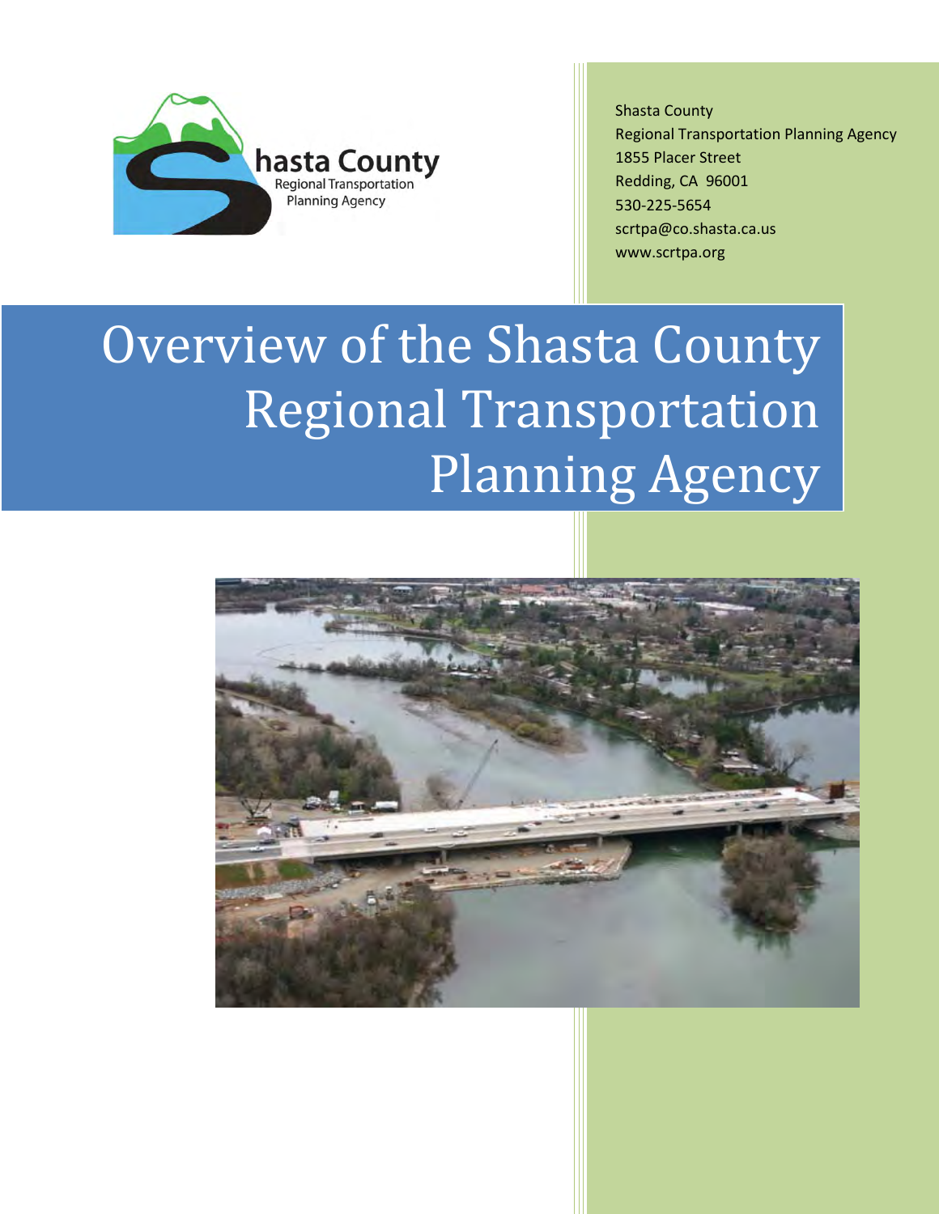Shasta County
Regional Transportation Planning Agency
1855 Placer Street
Redding, CA 96001
530-225-5654
scrtpa@co.shasta.ca.us
www.scrtpa.org

# Overview of the Shasta County Regional Transportation Planning Agency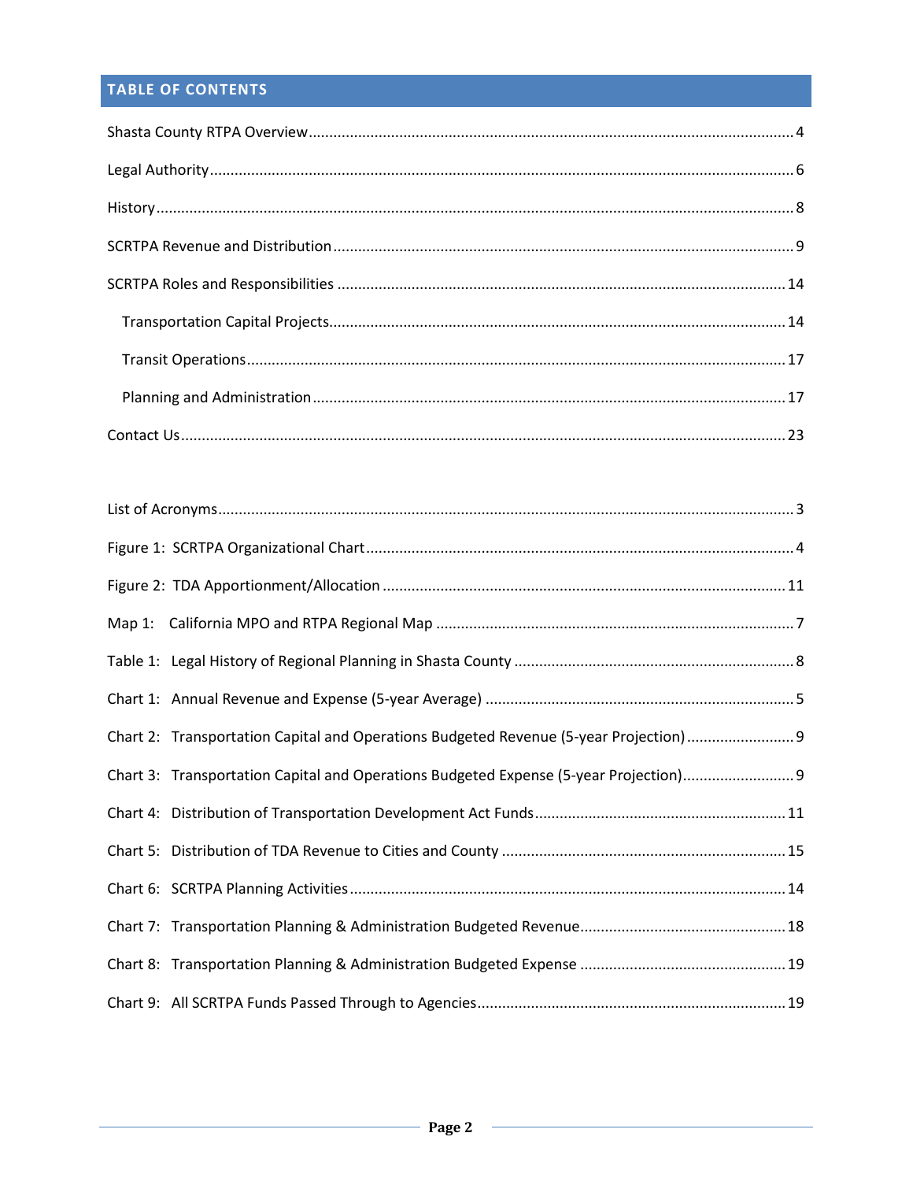## TABLE OF CONTENTS

Shasta County RTPA Overview ........ 4

Legal Authority ........ 6

History ........ 8

SCRTPA Revenue and Distribution ........ 9

SCRTPA Roles and Responsibilities ........ 14

- Transportation Capital Projects ........ 14
- Transit Operations ........ 17
- Planning and Administration ........ 17

Contact Us ........ 23

List of Acronyms ........ 3

Figure 1: SCRTPA Organizational Chart ........ 4

Figure 2: TDA Apportionment/Allocation ........ 11

Map 1: California MPO and RTPA Regional Map ........ 7

Table 1: Legal History of Regional Planning in Shasta County ........ 8

Chart 1: Annual Revenue and Expense (5-year Average) ........ 5

Chart 2: Transportation Capital and Operations Budgeted Revenue (5-year Projection) ........ 9

Chart 3: Transportation Capital and Operations Budgeted Expense (5-year Projection) ........ 9

Chart 4: Distribution of Transportation Development Act Funds ........ 11

Chart 5: Distribution of TDA Revenue to Cities and County ........ 15

Chart 6: SCRTPA Planning Activities ........ 14

Chart 7: Transportation Planning & Administration Budgeted Revenue ........ 18

Chart 8: Transportation Planning & Administration Budgeted Expense ........ 19

Chart 9: All SCRTPA Funds Passed Through to Agencies ........ 19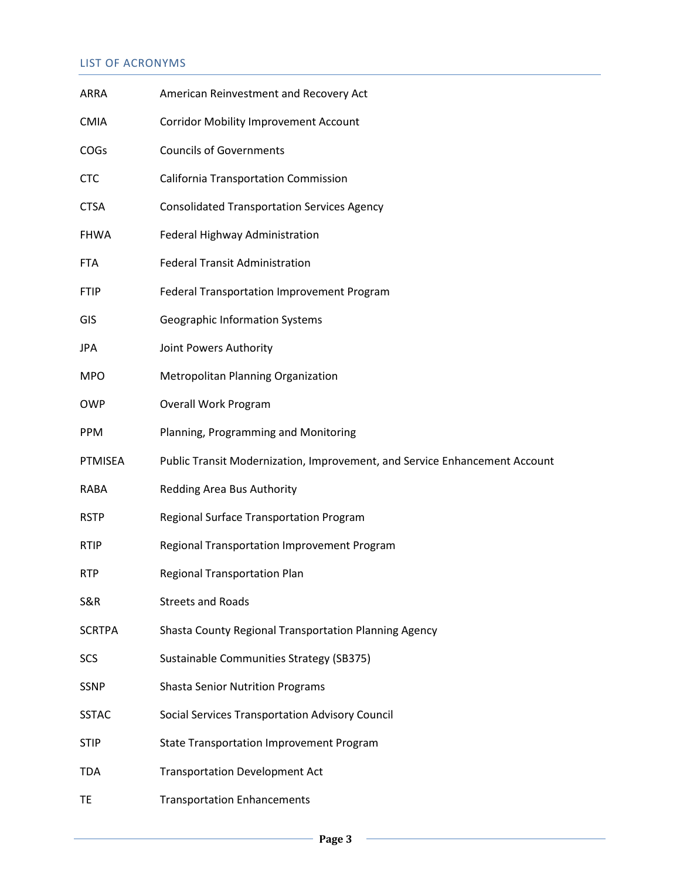## LIST OF ACRONYMS

| | |
|---|---|
| ARRA | American Reinvestment and Recovery Act |
| CMIA | Corridor Mobility Improvement Account |
| COGs | Councils of Governments |
| CTC | California Transportation Commission |
| CTSA | Consolidated Transportation Services Agency |
| FHWA | Federal Highway Administration |
| FTA | Federal Transit Administration |
| FTIP | Federal Transportation Improvement Program |
| GIS | Geographic Information Systems |
| JPA | Joint Powers Authority |
| MPO | Metropolitan Planning Organization |
| OWP | Overall Work Program |
| PPM | Planning, Programming and Monitoring |
| PTMISEA | Public Transit Modernization, Improvement, and Service Enhancement Account |
| RABA | Redding Area Bus Authority |
| RSTP | Regional Surface Transportation Program |
| RTIP | Regional Transportation Improvement Program |
| RTP | Regional Transportation Plan |
| S&R | Streets and Roads |
| SCRTPA | Shasta County Regional Transportation Planning Agency |
| SCS | Sustainable Communities Strategy (SB375) |
| SSNP | Shasta Senior Nutrition Programs |
| SSTAC | Social Services Transportation Advisory Council |
| STIP | State Transportation Improvement Program |
| TDA | Transportation Development Act |
| TE | Transportation Enhancements |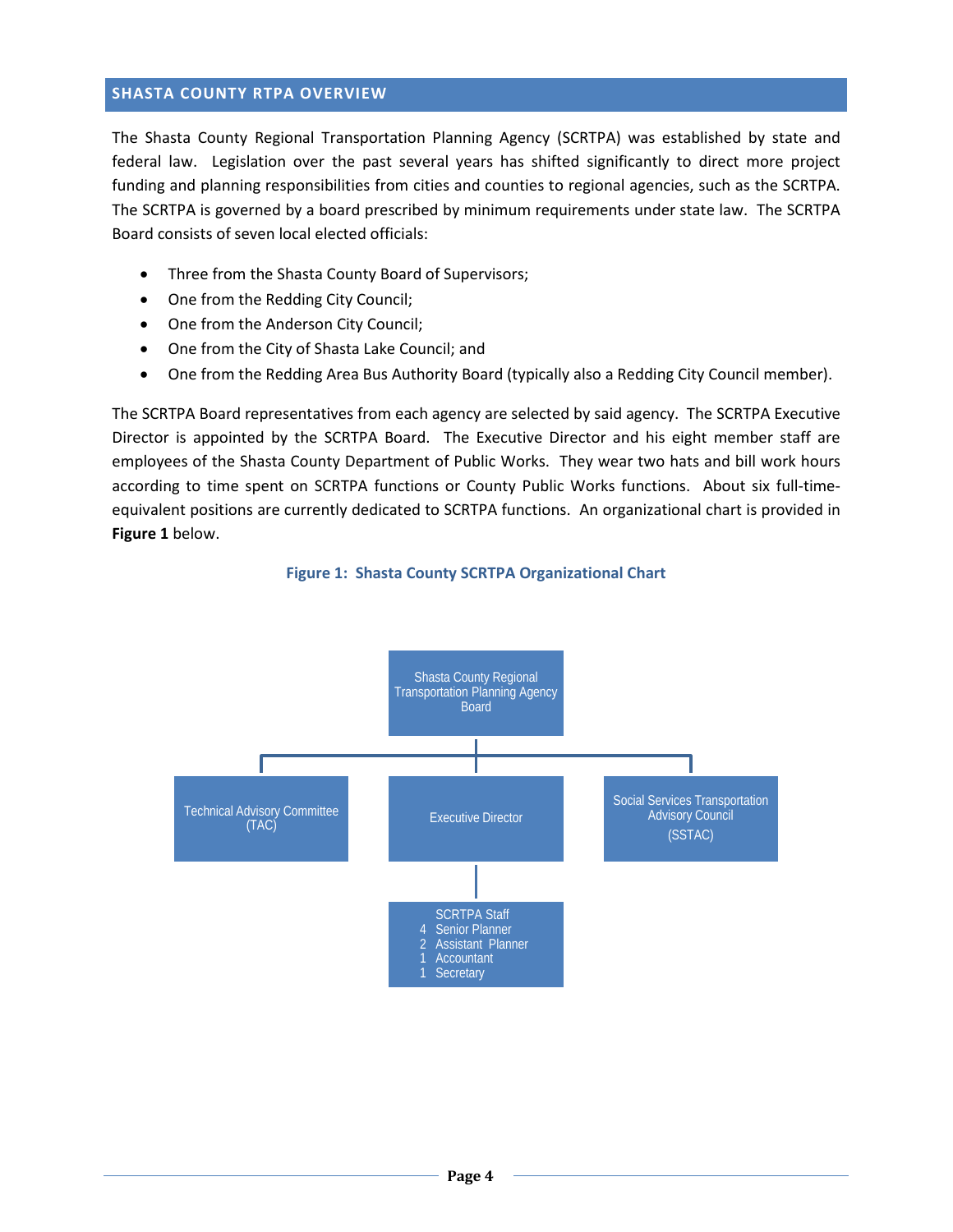## SHASTA COUNTY RTPA OVERVIEW

The Shasta County Regional Transportation Planning Agency (SCRTPA) was established by state and federal law. Legislation over the past several years has shifted significantly to direct more project funding and planning responsibilities from cities and counties to regional agencies, such as the SCRTPA. The SCRTPA is governed by a board prescribed by minimum requirements under state law. The SCRTPA Board consists of seven local elected officials:

- Three from the Shasta County Board of Supervisors;
- One from the Redding City Council;
- One from the Anderson City Council;
- One from the City of Shasta Lake Council; and
- One from the Redding Area Bus Authority Board (typically also a Redding City Council member).

The SCRTPA Board representatives from each agency are selected by said agency. The SCRTPA Executive Director is appointed by the SCRTPA Board. The Executive Director and his eight member staff are employees of the Shasta County Department of Public Works. They wear two hats and bill work hours according to time spent on SCRTPA functions or County Public Works functions. About six full-time-equivalent positions are currently dedicated to SCRTPA functions. An organizational chart is provided in **Figure 1** below.

**Figure 1: Shasta County SCRTPA Organizational Chart**

- Shasta County Regional Transportation Planning Agency Board
  - Technical Advisory Committee (TAC)
  - Executive Director
    - SCRTPA Staff
      - 4 Senior Planner
      - 2 Assistant Planner
      - 1 Accountant
      - 1 Secretary
  - Social Services Transportation Advisory Council (SSTAC)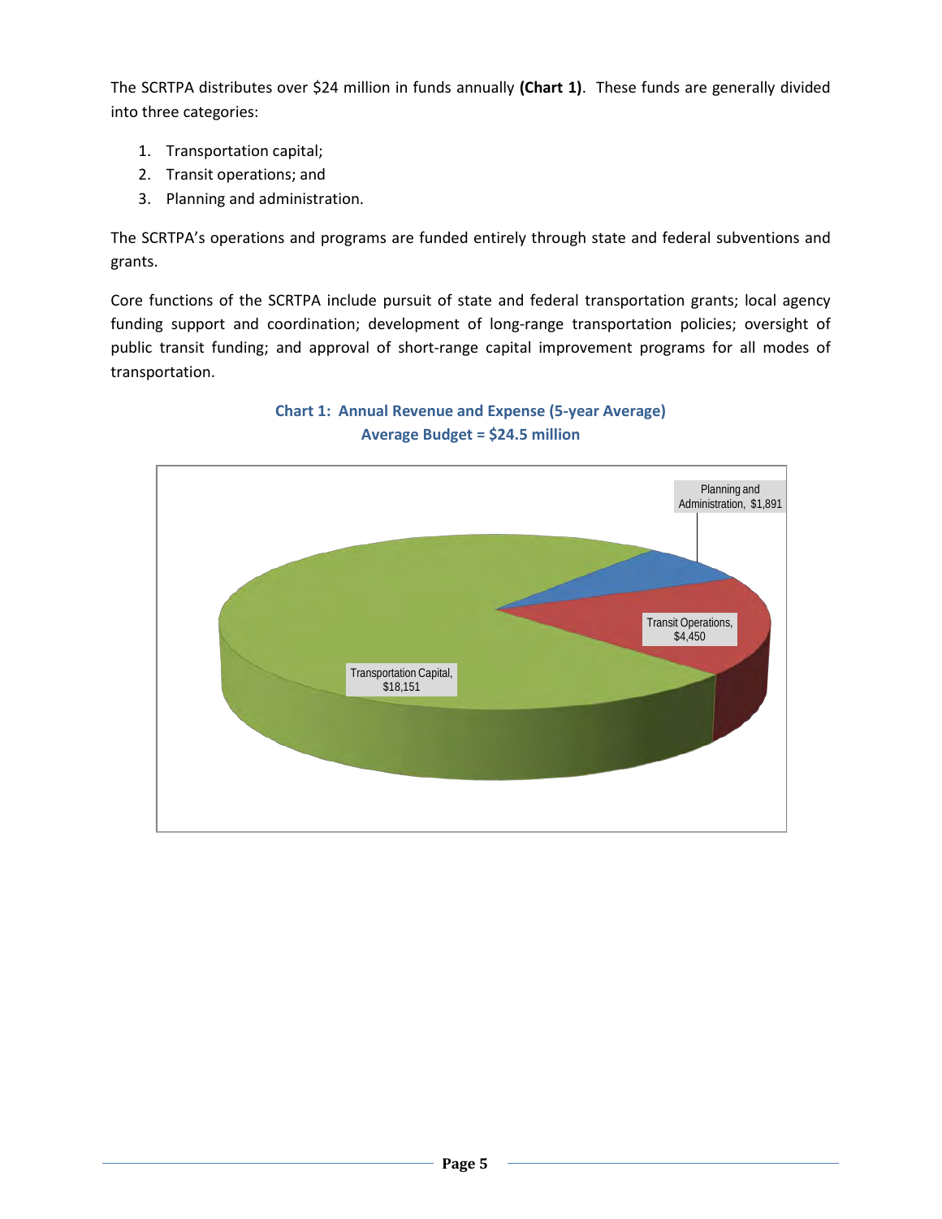The SCRTPA distributes over $24 million in funds annually **(Chart 1)**. These funds are generally divided into three categories:

1. Transportation capital;
2. Transit operations; and
3. Planning and administration.

The SCRTPA's operations and programs are funded entirely through state and federal subventions and grants.

Core functions of the SCRTPA include pursuit of state and federal transportation grants; local agency funding support and coordination; development of long-range transportation policies; oversight of public transit funding; and approval of short-range capital improvement programs for all modes of transportation.

**Chart 1: Annual Revenue and Expense (5-year Average)**
**Average Budget = $24.5 million**

Planning and Administration, $1,891

Transit Operations, $4,450

Transportation Capital, $18,151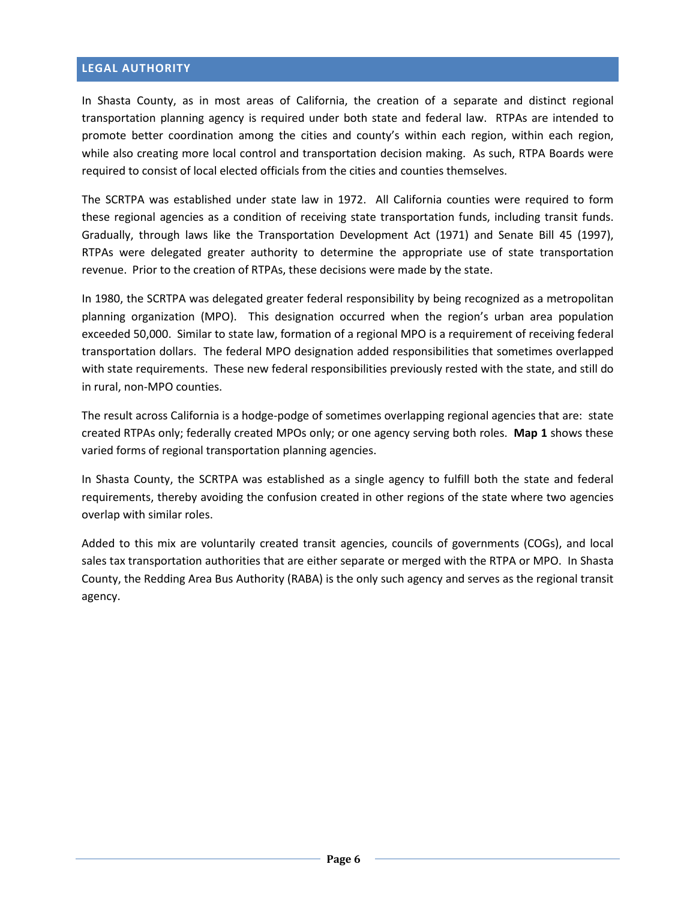## LEGAL AUTHORITY

In Shasta County, as in most areas of California, the creation of a separate and distinct regional transportation planning agency is required under both state and federal law. RTPAs are intended to promote better coordination among the cities and county's within each region, within each region, while also creating more local control and transportation decision making. As such, RTPA Boards were required to consist of local elected officials from the cities and counties themselves.

The SCRTPA was established under state law in 1972. All California counties were required to form these regional agencies as a condition of receiving state transportation funds, including transit funds. Gradually, through laws like the Transportation Development Act (1971) and Senate Bill 45 (1997), RTPAs were delegated greater authority to determine the appropriate use of state transportation revenue. Prior to the creation of RTPAs, these decisions were made by the state.

In 1980, the SCRTPA was delegated greater federal responsibility by being recognized as a metropolitan planning organization (MPO). This designation occurred when the region's urban area population exceeded 50,000. Similar to state law, formation of a regional MPO is a requirement of receiving federal transportation dollars. The federal MPO designation added responsibilities that sometimes overlapped with state requirements. These new federal responsibilities previously rested with the state, and still do in rural, non-MPO counties.

The result across California is a hodge-podge of sometimes overlapping regional agencies that are: state created RTPAs only; federally created MPOs only; or one agency serving both roles. **Map 1** shows these varied forms of regional transportation planning agencies.

In Shasta County, the SCRTPA was established as a single agency to fulfill both the state and federal requirements, thereby avoiding the confusion created in other regions of the state where two agencies overlap with similar roles.

Added to this mix are voluntarily created transit agencies, councils of governments (COGs), and local sales tax transportation authorities that are either separate or merged with the RTPA or MPO. In Shasta County, the Redding Area Bus Authority (RABA) is the only such agency and serves as the regional transit agency.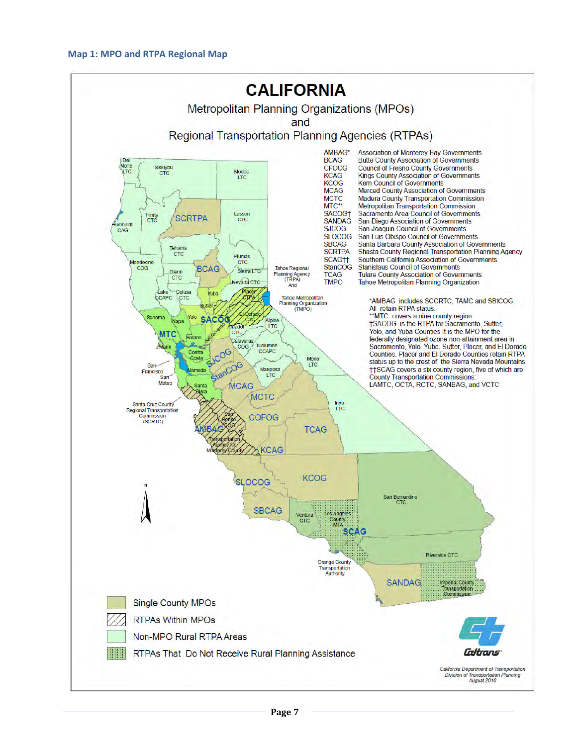### Map 1: MPO and RTPA Regional Map

# CALIFORNIA

Metropolitan Planning Organizations (MPOs)
and
Regional Transportation Planning Agencies (RTPAs)

| | |
|---|---|
| AMBAG* | Association of Monterey Bay Governments |
| BCAG | Butte County Association of Governments |
| CFOCG | Council of Fresno County Governments |
| KCAG | Kings County Association of Governments |
| KCOG | Kern Council of Governments |
| MCAG | Merced County Association of Governments |
| MCTC | Madera County Transportation Commission |
| MTC** | Metropolitan Transportation Commission |
| SACOG† | Sacramento Area Council of Governments |
| SANDAG | San Diego Association of Governments |
| SJCOG | San Joaquin Council of Governments |
| SLOCOG | San Luis Obispo Council of Governments |
| SBCAG | Santa Barbara County Association of Governments |
| SCRTPA | Shasta County Regional Transportation Planning Agency |
| SCAG†† | Southern California Association of Governments |
| StanCOG | Stanislaus Council of Governments |
| TCAG | Tulare County Association of Governments |
| TMPO | Tahoe Metropolitan Planning Organization |

*AMBAG includes SCCRTC, TAMC and SBtCOG. All retain RTPA status.
**MTC covers a nine county region.
†SACOG is the RTPA for Sacramento, Sutter, Yolo, and Yuba Counties It is the MPO for the federally designated ozone non-attainment area in Sacramento, Yolo, Yuba, Sutter, Placer, and El Dorado Counties. Placer and El Dorado Counties retain RTPA status up to the crest of the Sierra Nevada Mountains.
††SCAG covers a six county region, five of which are County Transportation Commissions: LAMTC, OCTA, RCTC, SANBAG, and VCTC

Legend:
- Single County MPOs
- RTPAs Within MPOs
- Non-MPO Rural RTPA Areas
- RTPAs That Do Not Receive Rural Planning Assistance

California Department of Transportation
Division of Transportation Planning
August 2010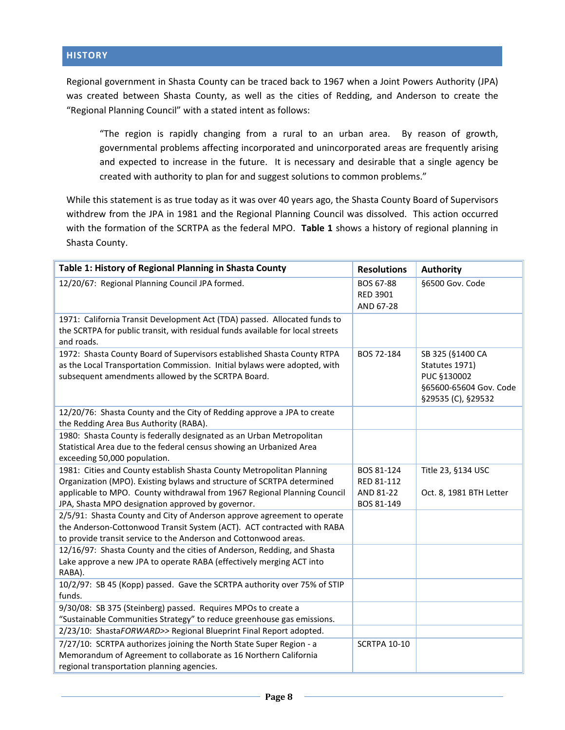## HISTORY

Regional government in Shasta County can be traced back to 1967 when a Joint Powers Authority (JPA) was created between Shasta County, as well as the cities of Redding, and Anderson to create the "Regional Planning Council" with a stated intent as follows:

> "The region is rapidly changing from a rural to an urban area. By reason of growth, governmental problems affecting incorporated and unincorporated areas are frequently arising and expected to increase in the future. It is necessary and desirable that a single agency be created with authority to plan for and suggest solutions to common problems."

While this statement is as true today as it was over 40 years ago, the Shasta County Board of Supervisors withdrew from the JPA in 1981 and the Regional Planning Council was dissolved. This action occurred with the formation of the SCRTPA as the federal MPO. **Table 1** shows a history of regional planning in Shasta County.

| Table 1: History of Regional Planning in Shasta County | Resolutions | Authority |
|---|---|---|
| 12/20/67: Regional Planning Council JPA formed. | BOS 67-88<br>RED 3901<br>AND 67-28 | §6500 Gov. Code |
| 1971: California Transit Development Act (TDA) passed. Allocated funds to the SCRTPA for public transit, with residual funds available for local streets and roads. | | |
| 1972: Shasta County Board of Supervisors established Shasta County RTPA as the Local Transportation Commission. Initial bylaws were adopted, with subsequent amendments allowed by the SCRTPA Board. | BOS 72-184 | SB 325 (§1400 CA Statutes 1971)<br>PUC §130002<br>§65600-65604 Gov. Code<br>§29535 (C), §29532 |
| 12/20/76: Shasta County and the City of Redding approve a JPA to create the Redding Area Bus Authority (RABA). | | |
| 1980: Shasta County is federally designated as an Urban Metropolitan Statistical Area due to the federal census showing an Urbanized Area exceeding 50,000 population. | | |
| 1981: Cities and County establish Shasta County Metropolitan Planning Organization (MPO). Existing bylaws and structure of SCRTPA determined applicable to MPO. County withdrawal from 1967 Regional Planning Council JPA, Shasta MPO designation approved by governor. | BOS 81-124<br>RED 81-112<br>AND 81-22<br>BOS 81-149 | Title 23, §134 USC<br><br>Oct. 8, 1981 BTH Letter |
| 2/5/91: Shasta County and City of Anderson approve agreement to operate the Anderson-Cottonwood Transit System (ACT). ACT contracted with RABA to provide transit service to the Anderson and Cottonwood areas. | | |
| 12/16/97: Shasta County and the cities of Anderson, Redding, and Shasta Lake approve a new JPA to operate RABA (effectively merging ACT into RABA). | | |
| 10/2/97: SB 45 (Kopp) passed. Gave the SCRTPA authority over 75% of STIP funds. | | |
| 9/30/08: SB 375 (Steinberg) passed. Requires MPOs to create a "Sustainable Communities Strategy" to reduce greenhouse gas emissions. | | |
| 2/23/10: Shasta*FORWARD>>* Regional Blueprint Final Report adopted. | | |
| 7/27/10: SCRTPA authorizes joining the North State Super Region - a Memorandum of Agreement to collaborate as 16 Northern California regional transportation planning agencies. | SCRTPA 10-10 | |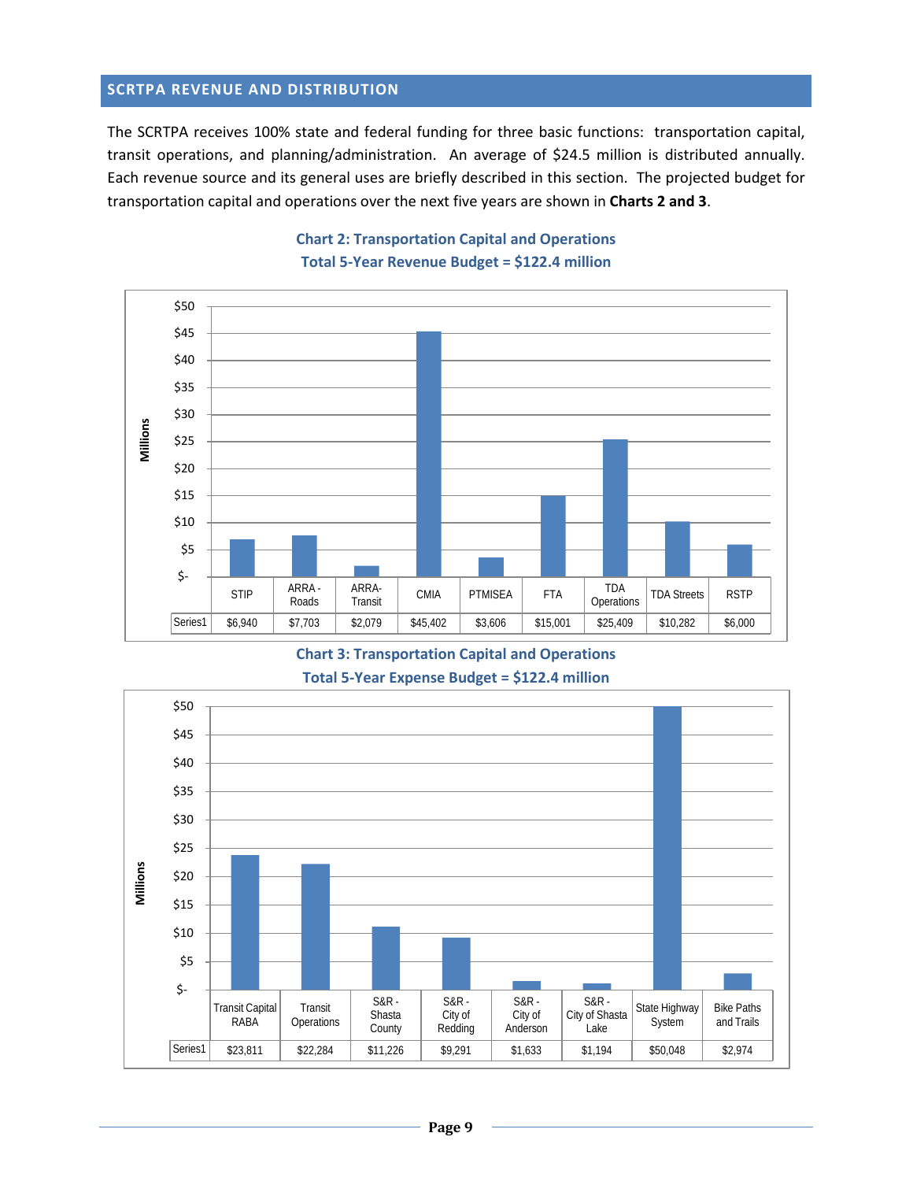## SCRTPA REVENUE AND DISTRIBUTION

The SCRTPA receives 100% state and federal funding for three basic functions: transportation capital, transit operations, and planning/administration. An average of $24.5 million is distributed annually. Each revenue source and its general uses are briefly described in this section. The projected budget for transportation capital and operations over the next five years are shown in **Charts 2 and 3**.

**Chart 2: Transportation Capital and Operations**
**Total 5-Year Revenue Budget = $122.4 million**

| | STIP | ARRA - Roads | ARRA-Transit | CMIA | PTMISEA | FTA | TDA Operations | TDA Streets | RSTP |
|---|---|---|---|---|---|---|---|---|---|
| Series1 | $6,940 | $7,703 | $2,079 | $45,402 | $3,606 | $15,001 | $25,409 | $10,282 | $6,000 |

**Chart 3: Transportation Capital and Operations**
**Total 5-Year Expense Budget = $122.4 million**

| | Transit Capital RABA | Transit Operations | S&R - Shasta County | S&R - City of Redding | S&R - City of Anderson | S&R - City of Shasta Lake | State Highway System | Bike Paths and Trails |
|---|---|---|---|---|---|---|---|---|
| Series1 | $23,811 | $22,284 | $11,226 | $9,291 | $1,633 | $1,194 | $50,048 | $2,974 |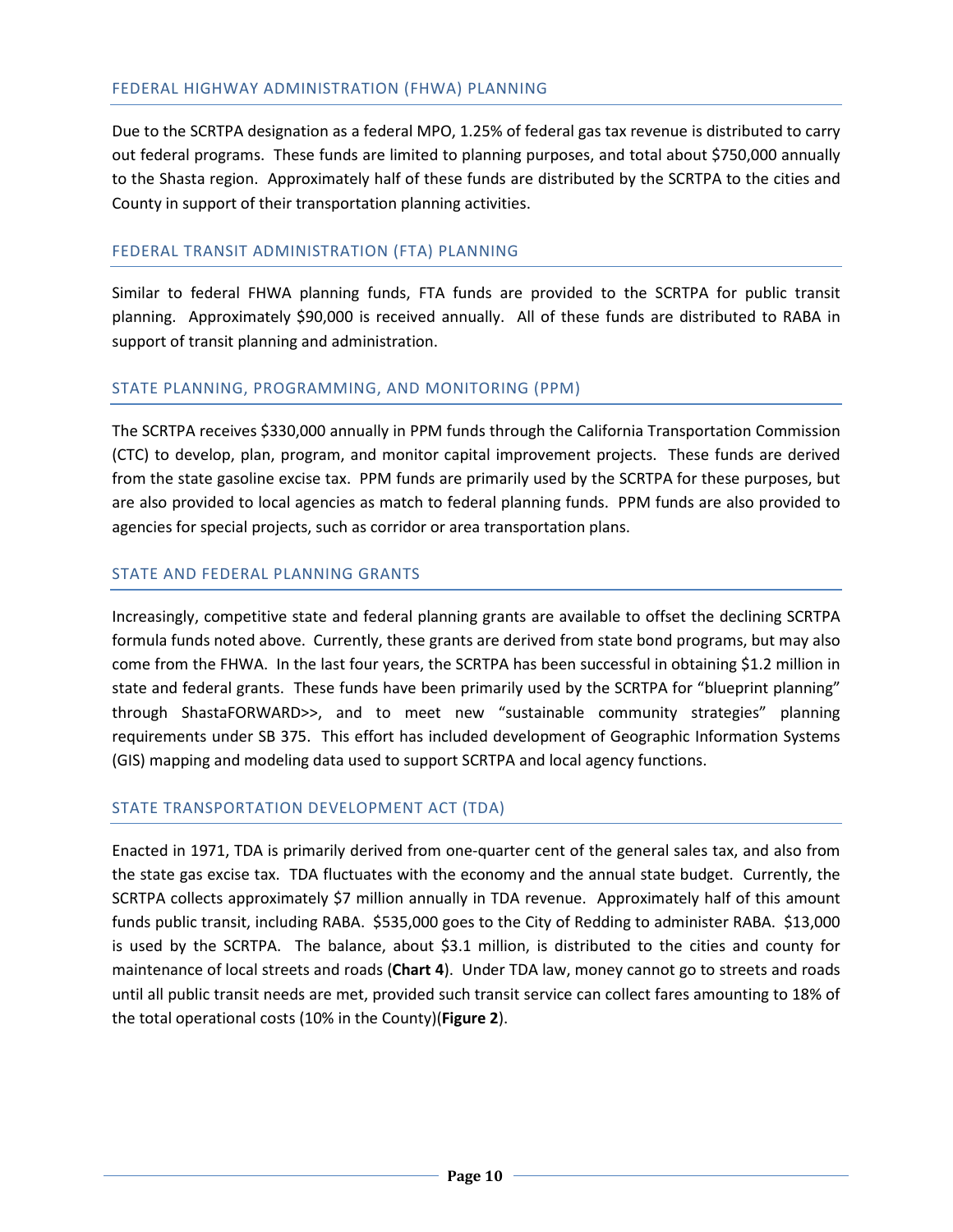## FEDERAL HIGHWAY ADMINISTRATION (FHWA) PLANNING

Due to the SCRTPA designation as a federal MPO, 1.25% of federal gas tax revenue is distributed to carry out federal programs. These funds are limited to planning purposes, and total about $750,000 annually to the Shasta region. Approximately half of these funds are distributed by the SCRTPA to the cities and County in support of their transportation planning activities.

## FEDERAL TRANSIT ADMINISTRATION (FTA) PLANNING

Similar to federal FHWA planning funds, FTA funds are provided to the SCRTPA for public transit planning. Approximately $90,000 is received annually. All of these funds are distributed to RABA in support of transit planning and administration.

## STATE PLANNING, PROGRAMMING, AND MONITORING (PPM)

The SCRTPA receives $330,000 annually in PPM funds through the California Transportation Commission (CTC) to develop, plan, program, and monitor capital improvement projects. These funds are derived from the state gasoline excise tax. PPM funds are primarily used by the SCRTPA for these purposes, but are also provided to local agencies as match to federal planning funds. PPM funds are also provided to agencies for special projects, such as corridor or area transportation plans.

## STATE AND FEDERAL PLANNING GRANTS

Increasingly, competitive state and federal planning grants are available to offset the declining SCRTPA formula funds noted above. Currently, these grants are derived from state bond programs, but may also come from the FHWA. In the last four years, the SCRTPA has been successful in obtaining $1.2 million in state and federal grants. These funds have been primarily used by the SCRTPA for "blueprint planning" through ShastaFORWARD>>, and to meet new "sustainable community strategies" planning requirements under SB 375. This effort has included development of Geographic Information Systems (GIS) mapping and modeling data used to support SCRTPA and local agency functions.

## STATE TRANSPORTATION DEVELOPMENT ACT (TDA)

Enacted in 1971, TDA is primarily derived from one-quarter cent of the general sales tax, and also from the state gas excise tax. TDA fluctuates with the economy and the annual state budget. Currently, the SCRTPA collects approximately $7 million annually in TDA revenue. Approximately half of this amount funds public transit, including RABA. $535,000 goes to the City of Redding to administer RABA. $13,000 is used by the SCRTPA. The balance, about $3.1 million, is distributed to the cities and county for maintenance of local streets and roads (**Chart 4**). Under TDA law, money cannot go to streets and roads until all public transit needs are met, provided such transit service can collect fares amounting to 18% of the total operational costs (10% in the County)(**Figure 2**).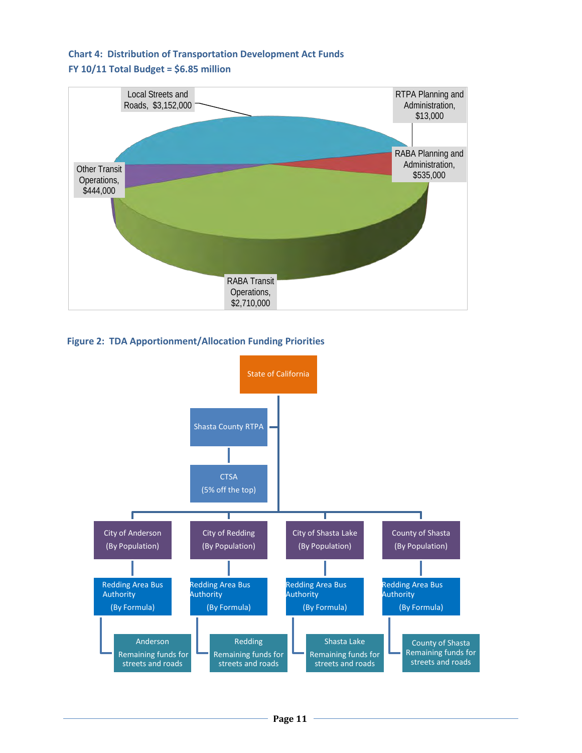**Chart 4: Distribution of Transportation Development Act Funds**
**FY 10/11 Total Budget = $6.85 million**

Local Streets and Roads, $3,152,000

RTPA Planning and Administration, $13,000

RABA Planning and Administration, $535,000

Other Transit Operations, $444,000

RABA Transit Operations, $2,710,000

**Figure 2: TDA Apportionment/Allocation Funding Priorities**

State of California

Shasta County RTPA

CTSA (5% off the top)

City of Anderson (By Population)

City of Redding (By Population)

City of Shasta Lake (By Population)

County of Shasta (By Population)

Redding Area Bus Authority (By Formula)

Redding Area Bus Authority (By Formula)

Redding Area Bus Authority (By Formula)

Redding Area Bus Authority (By Formula)

Anderson Remaining funds for streets and roads

Redding Remaining funds for streets and roads

Shasta Lake Remaining funds for streets and roads

County of Shasta Remaining funds for streets and roads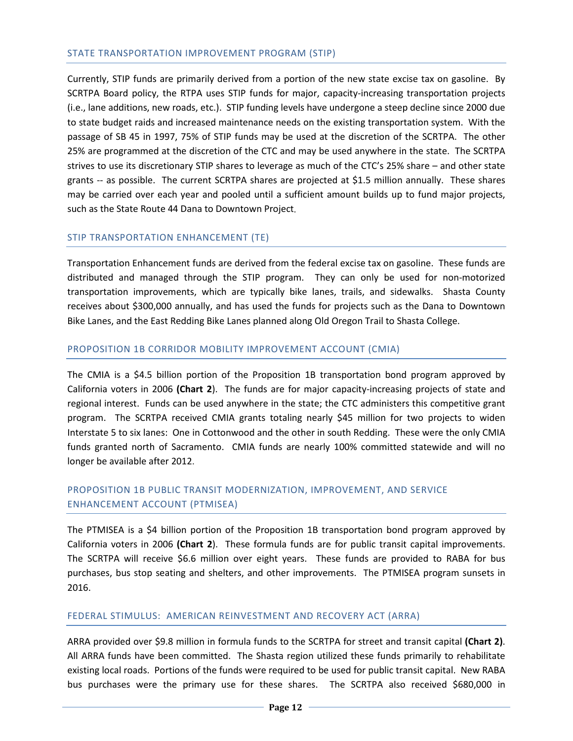### STATE TRANSPORTATION IMPROVEMENT PROGRAM (STIP)

Currently, STIP funds are primarily derived from a portion of the new state excise tax on gasoline. By SCRTPA Board policy, the RTPA uses STIP funds for major, capacity-increasing transportation projects (i.e., lane additions, new roads, etc.). STIP funding levels have undergone a steep decline since 2000 due to state budget raids and increased maintenance needs on the existing transportation system. With the passage of SB 45 in 1997, 75% of STIP funds may be used at the discretion of the SCRTPA. The other 25% are programmed at the discretion of the CTC and may be used anywhere in the state. The SCRTPA strives to use its discretionary STIP shares to leverage as much of the CTC's 25% share – and other state grants -- as possible. The current SCRTPA shares are projected at $1.5 million annually. These shares may be carried over each year and pooled until a sufficient amount builds up to fund major projects, such as the State Route 44 Dana to Downtown Project.

### STIP TRANSPORTATION ENHANCEMENT (TE)

Transportation Enhancement funds are derived from the federal excise tax on gasoline. These funds are distributed and managed through the STIP program. They can only be used for non-motorized transportation improvements, which are typically bike lanes, trails, and sidewalks. Shasta County receives about $300,000 annually, and has used the funds for projects such as the Dana to Downtown Bike Lanes, and the East Redding Bike Lanes planned along Old Oregon Trail to Shasta College.

### PROPOSITION 1B CORRIDOR MOBILITY IMPROVEMENT ACCOUNT (CMIA)

The CMIA is a $4.5 billion portion of the Proposition 1B transportation bond program approved by California voters in 2006 **(Chart 2**). The funds are for major capacity-increasing projects of state and regional interest. Funds can be used anywhere in the state; the CTC administers this competitive grant program. The SCRTPA received CMIA grants totaling nearly $45 million for two projects to widen Interstate 5 to six lanes: One in Cottonwood and the other in south Redding. These were the only CMIA funds granted north of Sacramento. CMIA funds are nearly 100% committed statewide and will no longer be available after 2012.

### PROPOSITION 1B PUBLIC TRANSIT MODERNIZATION, IMPROVEMENT, AND SERVICE ENHANCEMENT ACCOUNT (PTMISEA)

The PTMISEA is a $4 billion portion of the Proposition 1B transportation bond program approved by California voters in 2006 **(Chart 2**). These formula funds are for public transit capital improvements. The SCRTPA will receive $6.6 million over eight years. These funds are provided to RABA for bus purchases, bus stop seating and shelters, and other improvements. The PTMISEA program sunsets in 2016.

### FEDERAL STIMULUS: AMERICAN REINVESTMENT AND RECOVERY ACT (ARRA)

ARRA provided over $9.8 million in formula funds to the SCRTPA for street and transit capital **(Chart 2)**. All ARRA funds have been committed. The Shasta region utilized these funds primarily to rehabilitate existing local roads. Portions of the funds were required to be used for public transit capital. New RABA bus purchases were the primary use for these shares. The SCRTPA also received $680,000 in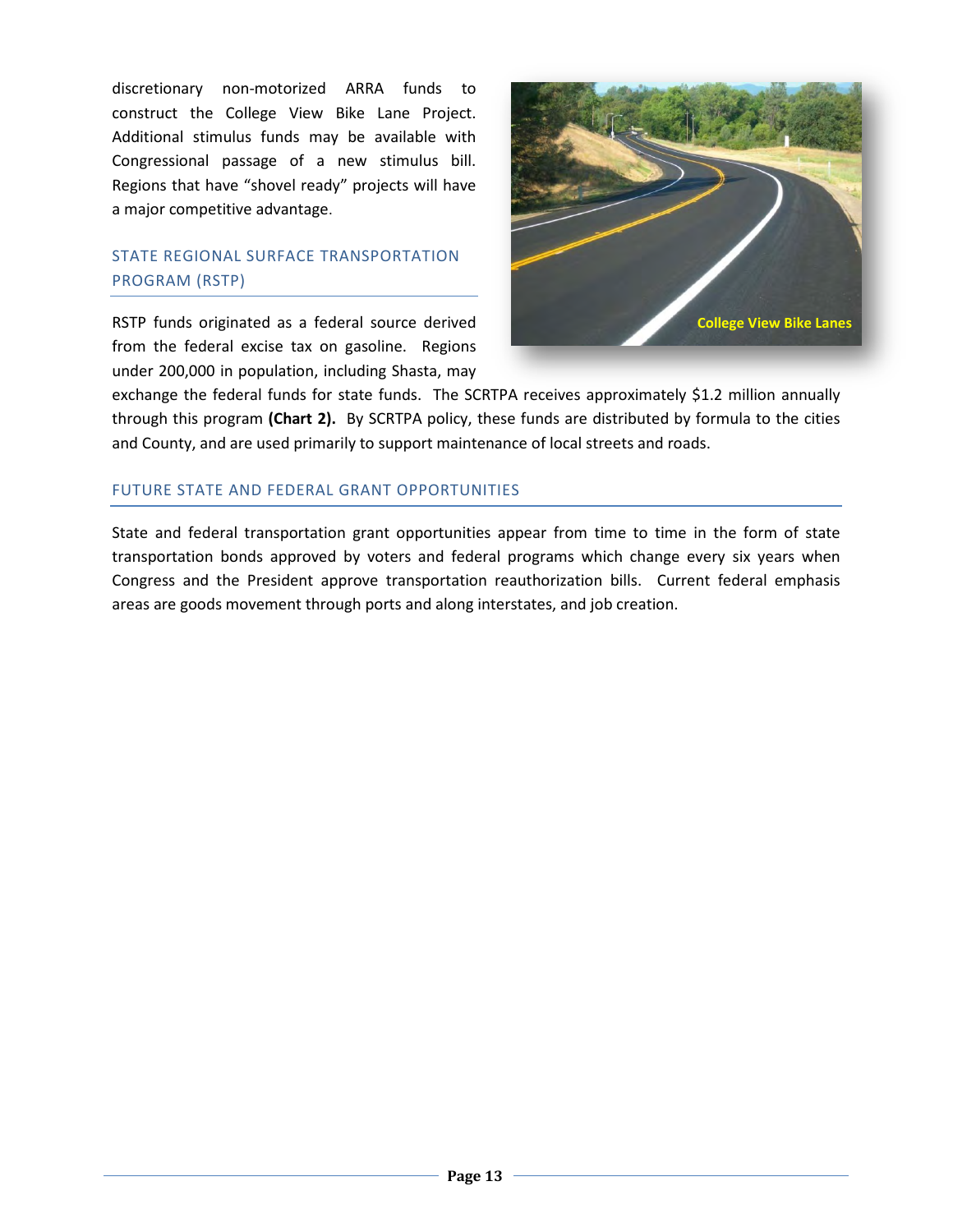discretionary non-motorized ARRA funds to construct the College View Bike Lane Project. Additional stimulus funds may be available with Congressional passage of a new stimulus bill. Regions that have "shovel ready" projects will have a major competitive advantage.

College View Bike Lanes

### STATE REGIONAL SURFACE TRANSPORTATION PROGRAM (RSTP)

RSTP funds originated as a federal source derived from the federal excise tax on gasoline. Regions under 200,000 in population, including Shasta, may exchange the federal funds for state funds. The SCRTPA receives approximately $1.2 million annually through this program **(Chart 2).** By SCRTPA policy, these funds are distributed by formula to the cities and County, and are used primarily to support maintenance of local streets and roads.

### FUTURE STATE AND FEDERAL GRANT OPPORTUNITIES

State and federal transportation grant opportunities appear from time to time in the form of state transportation bonds approved by voters and federal programs which change every six years when Congress and the President approve transportation reauthorization bills. Current federal emphasis areas are goods movement through ports and along interstates, and job creation.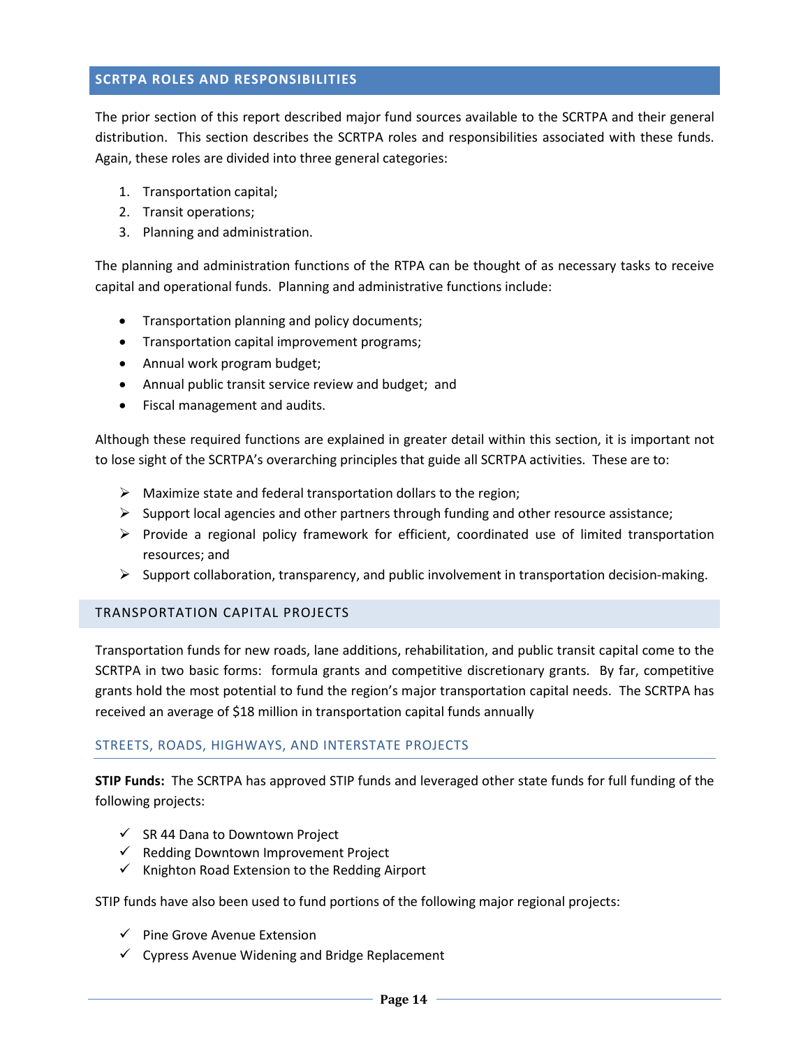## SCRTPA ROLES AND RESPONSIBILITIES

The prior section of this report described major fund sources available to the SCRTPA and their general distribution. This section describes the SCRTPA roles and responsibilities associated with these funds. Again, these roles are divided into three general categories:

1. Transportation capital;
2. Transit operations;
3. Planning and administration.

The planning and administration functions of the RTPA can be thought of as necessary tasks to receive capital and operational funds. Planning and administrative functions include:

- Transportation planning and policy documents;
- Transportation capital improvement programs;
- Annual work program budget;
- Annual public transit service review and budget; and
- Fiscal management and audits.

Although these required functions are explained in greater detail within this section, it is important not to lose sight of the SCRTPA's overarching principles that guide all SCRTPA activities. These are to:

- Maximize state and federal transportation dollars to the region;
- Support local agencies and other partners through funding and other resource assistance;
- Provide a regional policy framework for efficient, coordinated use of limited transportation resources; and
- Support collaboration, transparency, and public involvement in transportation decision-making.

### TRANSPORTATION CAPITAL PROJECTS

Transportation funds for new roads, lane additions, rehabilitation, and public transit capital come to the SCRTPA in two basic forms: formula grants and competitive discretionary grants. By far, competitive grants hold the most potential to fund the region's major transportation capital needs. The SCRTPA has received an average of $18 million in transportation capital funds annually

#### STREETS, ROADS, HIGHWAYS, AND INTERSTATE PROJECTS

**STIP Funds:** The SCRTPA has approved STIP funds and leveraged other state funds for full funding of the following projects:

- ✓ SR 44 Dana to Downtown Project
- ✓ Redding Downtown Improvement Project
- ✓ Knighton Road Extension to the Redding Airport

STIP funds have also been used to fund portions of the following major regional projects:

- ✓ Pine Grove Avenue Extension
- ✓ Cypress Avenue Widening and Bridge Replacement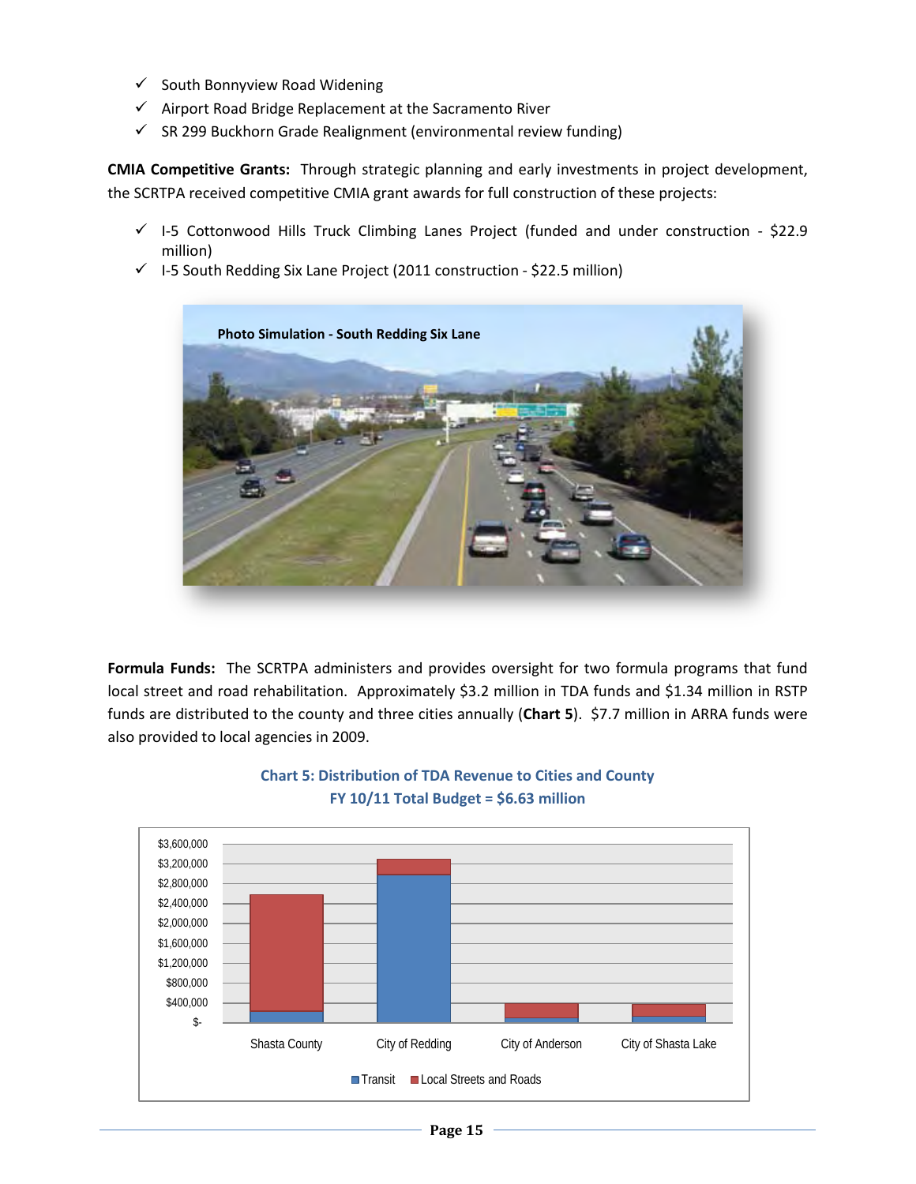- ✓ South Bonnyview Road Widening
- ✓ Airport Road Bridge Replacement at the Sacramento River
- ✓ SR 299 Buckhorn Grade Realignment (environmental review funding)

**CMIA Competitive Grants:** Through strategic planning and early investments in project development, the SCRTPA received competitive CMIA grant awards for full construction of these projects:

- ✓ I-5 Cottonwood Hills Truck Climbing Lanes Project (funded and under construction - $22.9 million)
- ✓ I-5 South Redding Six Lane Project (2011 construction - $22.5 million)

Photo Simulation - South Redding Six Lane

**Formula Funds:** The SCRTPA administers and provides oversight for two formula programs that fund local street and road rehabilitation. Approximately $3.2 million in TDA funds and $1.34 million in RSTP funds are distributed to the county and three cities annually (**Chart 5**). $7.7 million in ARRA funds were also provided to local agencies in 2009.

**Chart 5: Distribution of TDA Revenue to Cities and County**
**FY 10/11 Total Budget = $6.63 million**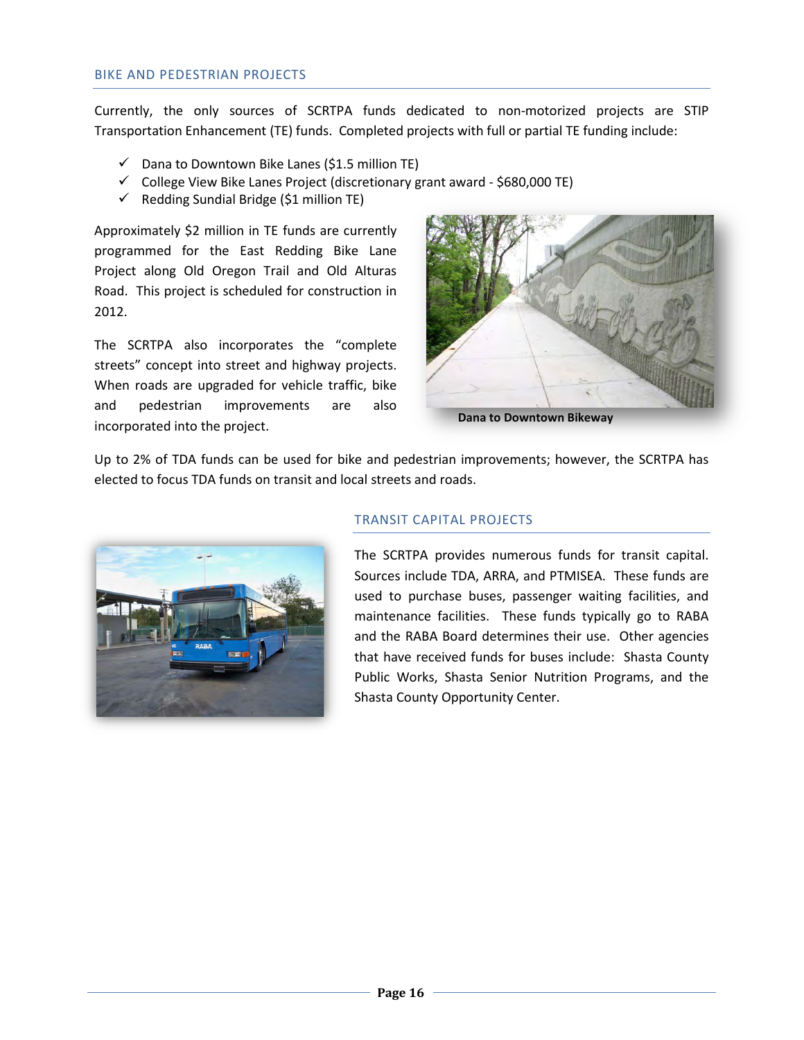## BIKE AND PEDESTRIAN PROJECTS

Currently, the only sources of SCRTPA funds dedicated to non-motorized projects are STIP Transportation Enhancement (TE) funds. Completed projects with full or partial TE funding include:

- ✓ Dana to Downtown Bike Lanes ($1.5 million TE)
- ✓ College View Bike Lanes Project (discretionary grant award - $680,000 TE)
- ✓ Redding Sundial Bridge ($1 million TE)

Approximately $2 million in TE funds are currently programmed for the East Redding Bike Lane Project along Old Oregon Trail and Old Alturas Road. This project is scheduled for construction in 2012.

The SCRTPA also incorporates the "complete streets" concept into street and highway projects. When roads are upgraded for vehicle traffic, bike and pedestrian improvements are also incorporated into the project.

**Dana to Downtown Bikeway**

Up to 2% of TDA funds can be used for bike and pedestrian improvements; however, the SCRTPA has elected to focus TDA funds on transit and local streets and roads.

## TRANSIT CAPITAL PROJECTS

The SCRTPA provides numerous funds for transit capital. Sources include TDA, ARRA, and PTMISEA. These funds are used to purchase buses, passenger waiting facilities, and maintenance facilities. These funds typically go to RABA and the RABA Board determines their use. Other agencies that have received funds for buses include: Shasta County Public Works, Shasta Senior Nutrition Programs, and the Shasta County Opportunity Center.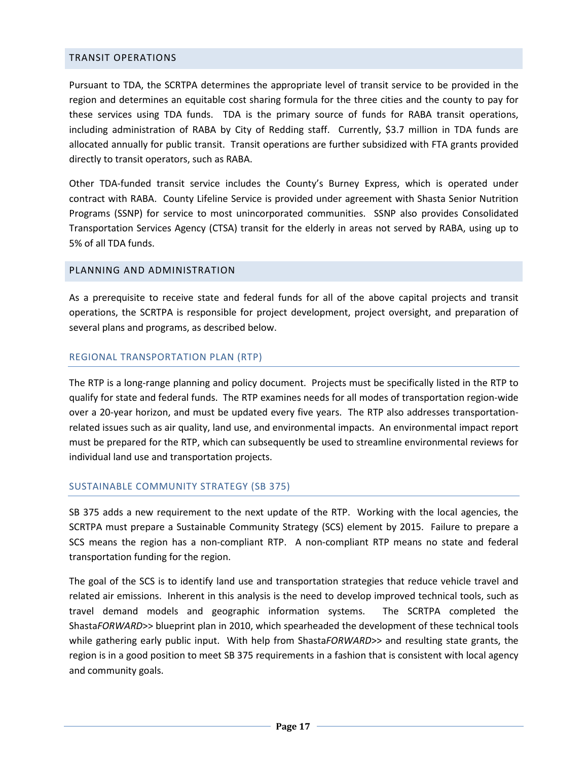## TRANSIT OPERATIONS

Pursuant to TDA, the SCRTPA determines the appropriate level of transit service to be provided in the region and determines an equitable cost sharing formula for the three cities and the county to pay for these services using TDA funds. TDA is the primary source of funds for RABA transit operations, including administration of RABA by City of Redding staff. Currently, $3.7 million in TDA funds are allocated annually for public transit. Transit operations are further subsidized with FTA grants provided directly to transit operators, such as RABA.

Other TDA-funded transit service includes the County's Burney Express, which is operated under contract with RABA. County Lifeline Service is provided under agreement with Shasta Senior Nutrition Programs (SSNP) for service to most unincorporated communities. SSNP also provides Consolidated Transportation Services Agency (CTSA) transit for the elderly in areas not served by RABA, using up to 5% of all TDA funds.

## PLANNING AND ADMINISTRATION

As a prerequisite to receive state and federal funds for all of the above capital projects and transit operations, the SCRTPA is responsible for project development, project oversight, and preparation of several plans and programs, as described below.

### REGIONAL TRANSPORTATION PLAN (RTP)

The RTP is a long-range planning and policy document. Projects must be specifically listed in the RTP to qualify for state and federal funds. The RTP examines needs for all modes of transportation region-wide over a 20-year horizon, and must be updated every five years. The RTP also addresses transportation-related issues such as air quality, land use, and environmental impacts. An environmental impact report must be prepared for the RTP, which can subsequently be used to streamline environmental reviews for individual land use and transportation projects.

### SUSTAINABLE COMMUNITY STRATEGY (SB 375)

SB 375 adds a new requirement to the next update of the RTP. Working with the local agencies, the SCRTPA must prepare a Sustainable Community Strategy (SCS) element by 2015. Failure to prepare a SCS means the region has a non-compliant RTP. A non-compliant RTP means no state and federal transportation funding for the region.

The goal of the SCS is to identify land use and transportation strategies that reduce vehicle travel and related air emissions. Inherent in this analysis is the need to develop improved technical tools, such as travel demand models and geographic information systems. The SCRTPA completed the Shasta*FORWARD*>> blueprint plan in 2010, which spearheaded the development of these technical tools while gathering early public input. With help from Shasta*FORWARD*>> and resulting state grants, the region is in a good position to meet SB 375 requirements in a fashion that is consistent with local agency and community goals.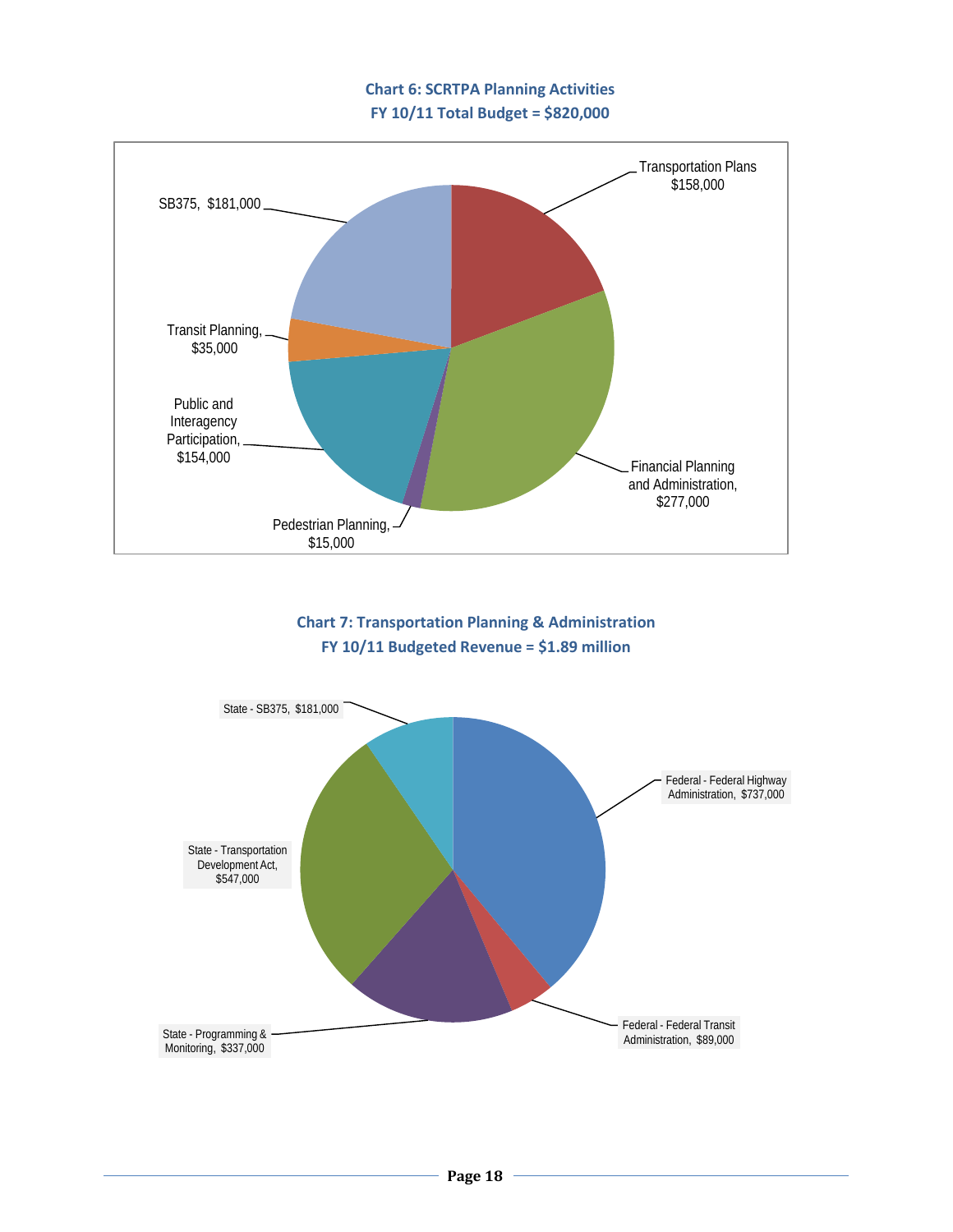**Chart 6: SCRTPA Planning Activities**
**FY 10/11 Total Budget = $820,000**

- Transportation Plans $158,000
- Financial Planning and Administration, $277,000
- Pedestrian Planning, $15,000
- Public and Interagency Participation, $154,000
- Transit Planning, $35,000
- SB375, $181,000

**Chart 7: Transportation Planning & Administration**
**FY 10/11 Budgeted Revenue = $1.89 million**

- Federal - Federal Highway Administration, $737,000
- Federal - Federal Transit Administration, $89,000
- State - Programming & Monitoring, $337,000
- State - Transportation Development Act, $547,000
- State - SB375, $181,000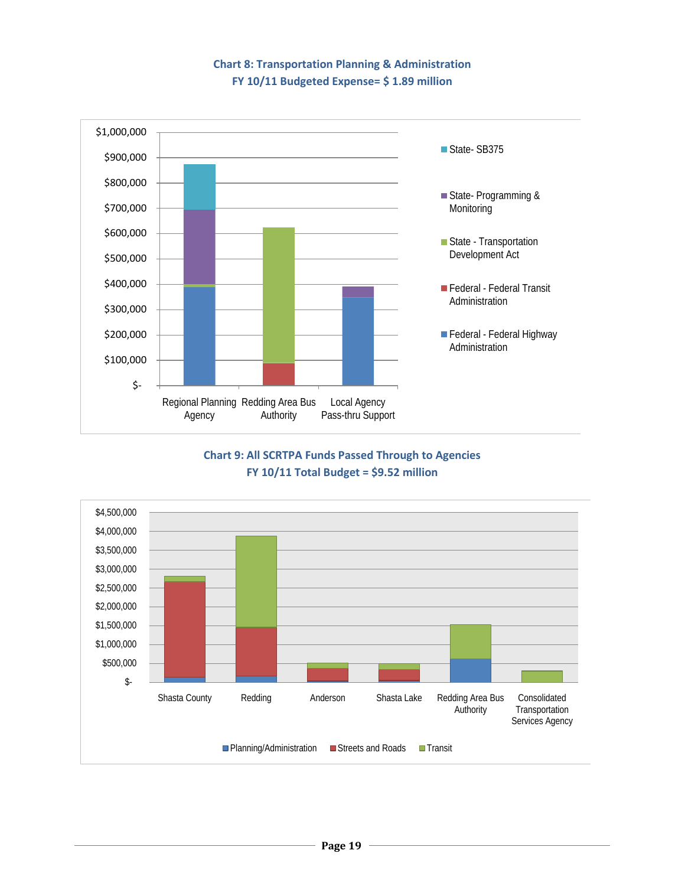**Chart 8: Transportation Planning & Administration**
**FY 10/11 Budgeted Expense= $ 1.89 million**

**Chart 9: All SCRTPA Funds Passed Through to Agencies**
**FY 10/11 Total Budget = $9.52 million**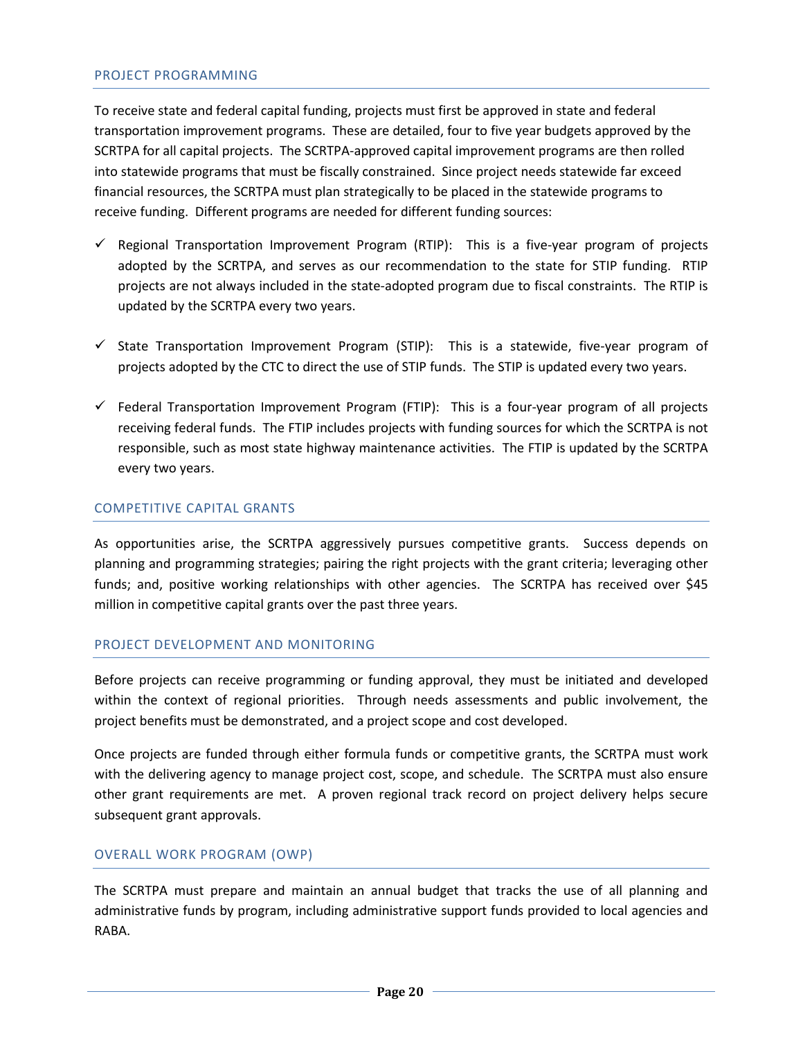## PROJECT PROGRAMMING

To receive state and federal capital funding, projects must first be approved in state and federal transportation improvement programs. These are detailed, four to five year budgets approved by the SCRTPA for all capital projects. The SCRTPA-approved capital improvement programs are then rolled into statewide programs that must be fiscally constrained. Since project needs statewide far exceed financial resources, the SCRTPA must plan strategically to be placed in the statewide programs to receive funding. Different programs are needed for different funding sources:

- ✓ Regional Transportation Improvement Program (RTIP): This is a five-year program of projects adopted by the SCRTPA, and serves as our recommendation to the state for STIP funding. RTIP projects are not always included in the state-adopted program due to fiscal constraints. The RTIP is updated by the SCRTPA every two years.

- ✓ State Transportation Improvement Program (STIP): This is a statewide, five-year program of projects adopted by the CTC to direct the use of STIP funds. The STIP is updated every two years.

- ✓ Federal Transportation Improvement Program (FTIP): This is a four-year program of all projects receiving federal funds. The FTIP includes projects with funding sources for which the SCRTPA is not responsible, such as most state highway maintenance activities. The FTIP is updated by the SCRTPA every two years.

## COMPETITIVE CAPITAL GRANTS

As opportunities arise, the SCRTPA aggressively pursues competitive grants. Success depends on planning and programming strategies; pairing the right projects with the grant criteria; leveraging other funds; and, positive working relationships with other agencies. The SCRTPA has received over $45 million in competitive capital grants over the past three years.

## PROJECT DEVELOPMENT AND MONITORING

Before projects can receive programming or funding approval, they must be initiated and developed within the context of regional priorities. Through needs assessments and public involvement, the project benefits must be demonstrated, and a project scope and cost developed.

Once projects are funded through either formula funds or competitive grants, the SCRTPA must work with the delivering agency to manage project cost, scope, and schedule. The SCRTPA must also ensure other grant requirements are met. A proven regional track record on project delivery helps secure subsequent grant approvals.

## OVERALL WORK PROGRAM (OWP)

The SCRTPA must prepare and maintain an annual budget that tracks the use of all planning and administrative funds by program, including administrative support funds provided to local agencies and RABA.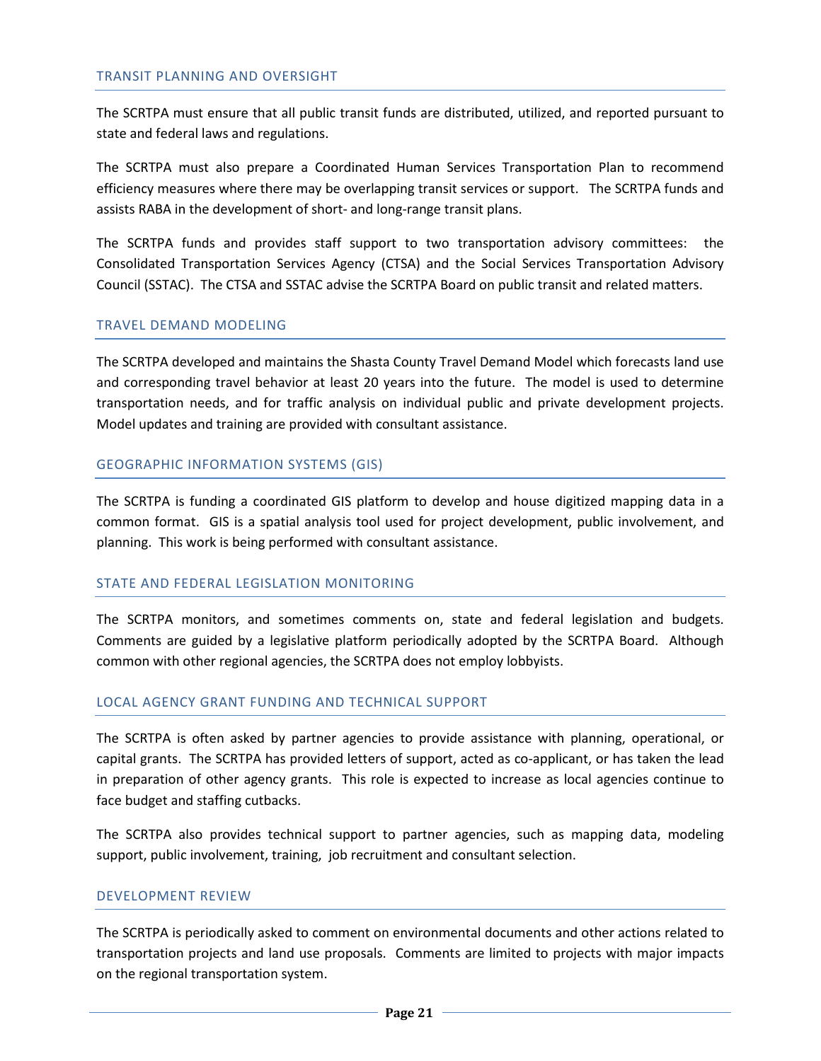## TRANSIT PLANNING AND OVERSIGHT

The SCRTPA must ensure that all public transit funds are distributed, utilized, and reported pursuant to state and federal laws and regulations.

The SCRTPA must also prepare a Coordinated Human Services Transportation Plan to recommend efficiency measures where there may be overlapping transit services or support. The SCRTPA funds and assists RABA in the development of short- and long-range transit plans.

The SCRTPA funds and provides staff support to two transportation advisory committees: the Consolidated Transportation Services Agency (CTSA) and the Social Services Transportation Advisory Council (SSTAC). The CTSA and SSTAC advise the SCRTPA Board on public transit and related matters.

## TRAVEL DEMAND MODELING

The SCRTPA developed and maintains the Shasta County Travel Demand Model which forecasts land use and corresponding travel behavior at least 20 years into the future. The model is used to determine transportation needs, and for traffic analysis on individual public and private development projects. Model updates and training are provided with consultant assistance.

## GEOGRAPHIC INFORMATION SYSTEMS (GIS)

The SCRTPA is funding a coordinated GIS platform to develop and house digitized mapping data in a common format. GIS is a spatial analysis tool used for project development, public involvement, and planning. This work is being performed with consultant assistance.

## STATE AND FEDERAL LEGISLATION MONITORING

The SCRTPA monitors, and sometimes comments on, state and federal legislation and budgets. Comments are guided by a legislative platform periodically adopted by the SCRTPA Board. Although common with other regional agencies, the SCRTPA does not employ lobbyists.

## LOCAL AGENCY GRANT FUNDING AND TECHNICAL SUPPORT

The SCRTPA is often asked by partner agencies to provide assistance with planning, operational, or capital grants. The SCRTPA has provided letters of support, acted as co-applicant, or has taken the lead in preparation of other agency grants. This role is expected to increase as local agencies continue to face budget and staffing cutbacks.

The SCRTPA also provides technical support to partner agencies, such as mapping data, modeling support, public involvement, training, job recruitment and consultant selection.

## DEVELOPMENT REVIEW

The SCRTPA is periodically asked to comment on environmental documents and other actions related to transportation projects and land use proposals. Comments are limited to projects with major impacts on the regional transportation system.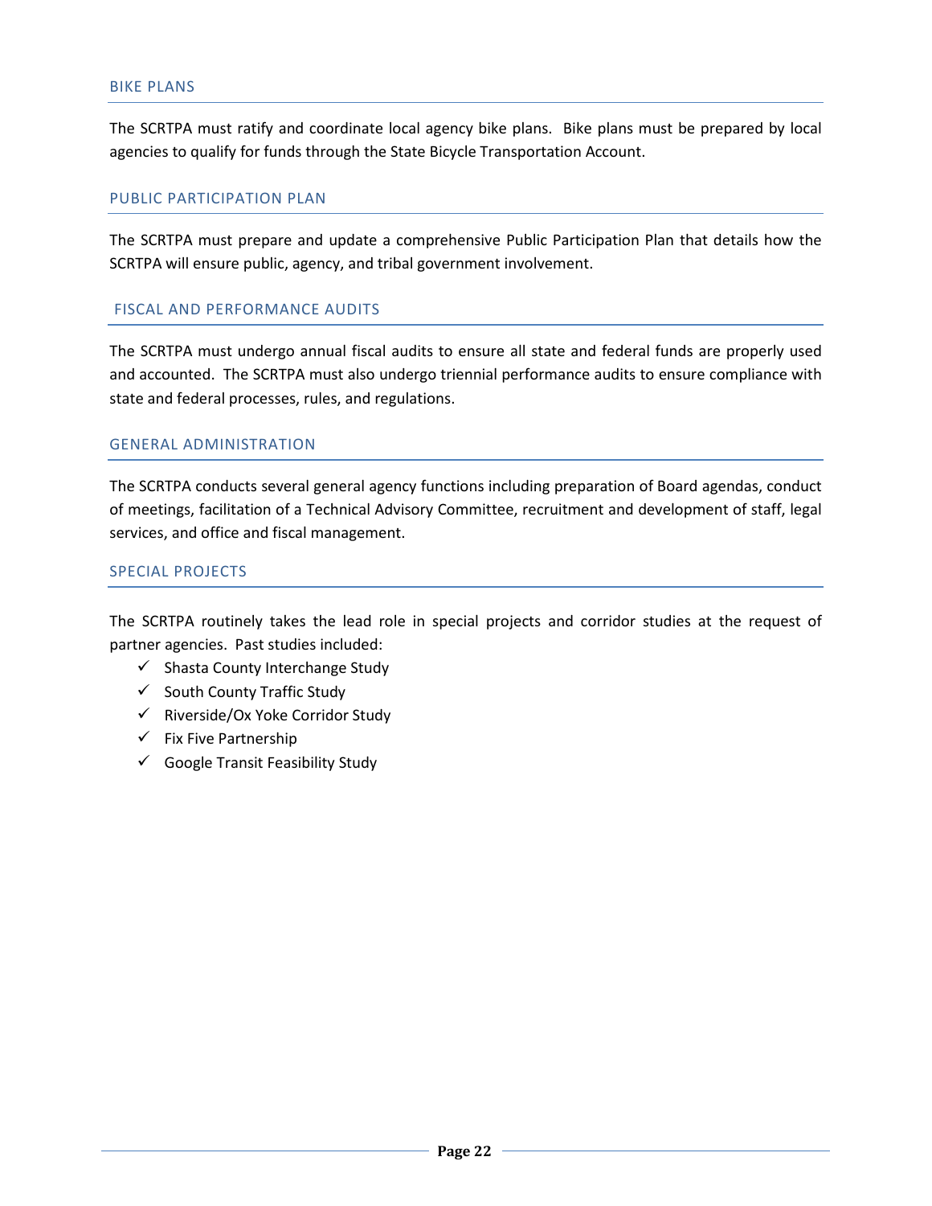## BIKE PLANS

The SCRTPA must ratify and coordinate local agency bike plans. Bike plans must be prepared by local agencies to qualify for funds through the State Bicycle Transportation Account.

## PUBLIC PARTICIPATION PLAN

The SCRTPA must prepare and update a comprehensive Public Participation Plan that details how the SCRTPA will ensure public, agency, and tribal government involvement.

## FISCAL AND PERFORMANCE AUDITS

The SCRTPA must undergo annual fiscal audits to ensure all state and federal funds are properly used and accounted. The SCRTPA must also undergo triennial performance audits to ensure compliance with state and federal processes, rules, and regulations.

## GENERAL ADMINISTRATION

The SCRTPA conducts several general agency functions including preparation of Board agendas, conduct of meetings, facilitation of a Technical Advisory Committee, recruitment and development of staff, legal services, and office and fiscal management.

## SPECIAL PROJECTS

The SCRTPA routinely takes the lead role in special projects and corridor studies at the request of partner agencies. Past studies included:

- ✓ Shasta County Interchange Study
- ✓ South County Traffic Study
- ✓ Riverside/Ox Yoke Corridor Study
- ✓ Fix Five Partnership
- ✓ Google Transit Feasibility Study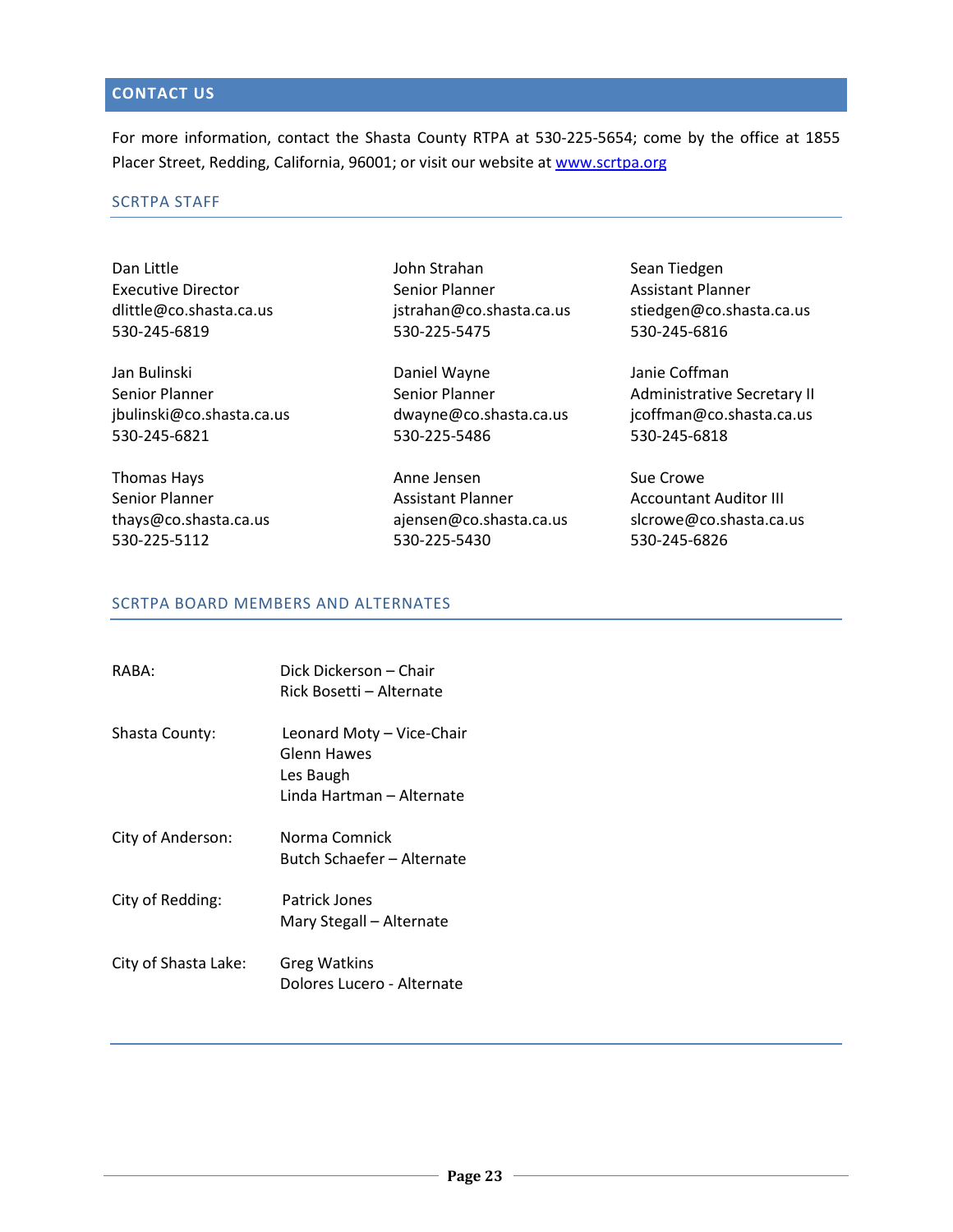## CONTACT US

For more information, contact the Shasta County RTPA at 530-225-5654; come by the office at 1855 Placer Street, Redding, California, 96001; or visit our website at [www.scrtpa.org](http://www.scrtpa.org)

### SCRTPA STAFF

Dan Little
Executive Director
dlittle@co.shasta.ca.us
530-245-6819

Jan Bulinski
Senior Planner
jbulinski@co.shasta.ca.us
530-245-6821

Thomas Hays
Senior Planner
thays@co.shasta.ca.us
530-225-5112

John Strahan
Senior Planner
jstrahan@co.shasta.ca.us
530-225-5475

Daniel Wayne
Senior Planner
dwayne@co.shasta.ca.us
530-225-5486

Anne Jensen
Assistant Planner
ajensen@co.shasta.ca.us
530-225-5430

Sean Tiedgen
Assistant Planner
stiedgen@co.shasta.ca.us
530-245-6816

Janie Coffman
Administrative Secretary II
jcoffman@co.shasta.ca.us
530-245-6818

Sue Crowe
Accountant Auditor III
slcrowe@co.shasta.ca.us
530-245-6826

### SCRTPA BOARD MEMBERS AND ALTERNATES

| | |
|---|---|
| RABA: | Dick Dickerson – Chair<br>Rick Bosetti – Alternate |
| Shasta County: | Leonard Moty – Vice-Chair<br>Glenn Hawes<br>Les Baugh<br>Linda Hartman – Alternate |
| City of Anderson: | Norma Comnick<br>Butch Schaefer – Alternate |
| City of Redding: | Patrick Jones<br>Mary Stegall – Alternate |
| City of Shasta Lake: | Greg Watkins<br>Dolores Lucero - Alternate |